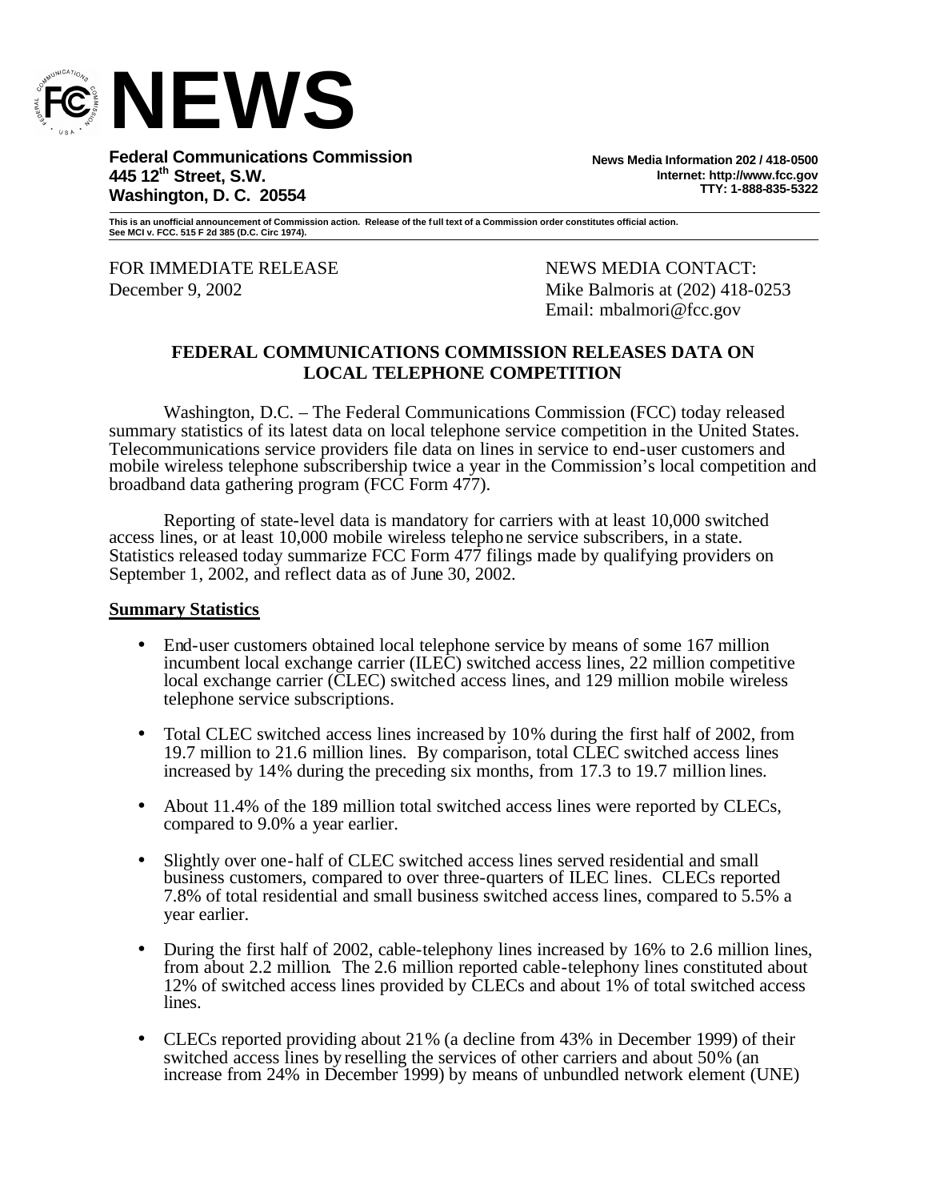# NEWS

**Federal Communications Commission**
**445 12th Street, S.W.**
**Washington, D. C. 20554**

**News Media Information 202 / 418-0500**
**Internet: http://www.fcc.gov**
**TTY: 1-888-835-5322**

**This is an unofficial announcement of Commission action. Release of the full text of a Commission order constitutes official action. See MCI v. FCC. 515 F 2d 385 (D.C. Circ 1974).**

FOR IMMEDIATE RELEASE
December 9, 2002

NEWS MEDIA CONTACT:
Mike Balmoris at (202) 418-0253
Email: mbalmori@fcc.gov

**FEDERAL COMMUNICATIONS COMMISSION RELEASES DATA ON LOCAL TELEPHONE COMPETITION**

Washington, D.C. – The Federal Communications Commission (FCC) today released summary statistics of its latest data on local telephone service competition in the United States. Telecommunications service providers file data on lines in service to end-user customers and mobile wireless telephone subscribership twice a year in the Commission's local competition and broadband data gathering program (FCC Form 477).

Reporting of state-level data is mandatory for carriers with at least 10,000 switched access lines, or at least 10,000 mobile wireless telephone service subscribers, in a state. Statistics released today summarize FCC Form 477 filings made by qualifying providers on September 1, 2002, and reflect data as of June 30, 2002.

**Summary Statistics**

- End-user customers obtained local telephone service by means of some 167 million incumbent local exchange carrier (ILEC) switched access lines, 22 million competitive local exchange carrier (CLEC) switched access lines, and 129 million mobile wireless telephone service subscriptions.

- Total CLEC switched access lines increased by 10% during the first half of 2002, from 19.7 million to 21.6 million lines. By comparison, total CLEC switched access lines increased by 14% during the preceding six months, from 17.3 to 19.7 million lines.

- About 11.4% of the 189 million total switched access lines were reported by CLECs, compared to 9.0% a year earlier.

- Slightly over one-half of CLEC switched access lines served residential and small business customers, compared to over three-quarters of ILEC lines. CLECs reported 7.8% of total residential and small business switched access lines, compared to 5.5% a year earlier.

- During the first half of 2002, cable-telephony lines increased by 16% to 2.6 million lines, from about 2.2 million. The 2.6 million reported cable-telephony lines constituted about 12% of switched access lines provided by CLECs and about 1% of total switched access lines.

- CLECs reported providing about 21% (a decline from 43% in December 1999) of their switched access lines by reselling the services of other carriers and about 50% (an increase from 24% in December 1999) by means of unbundled network element (UNE)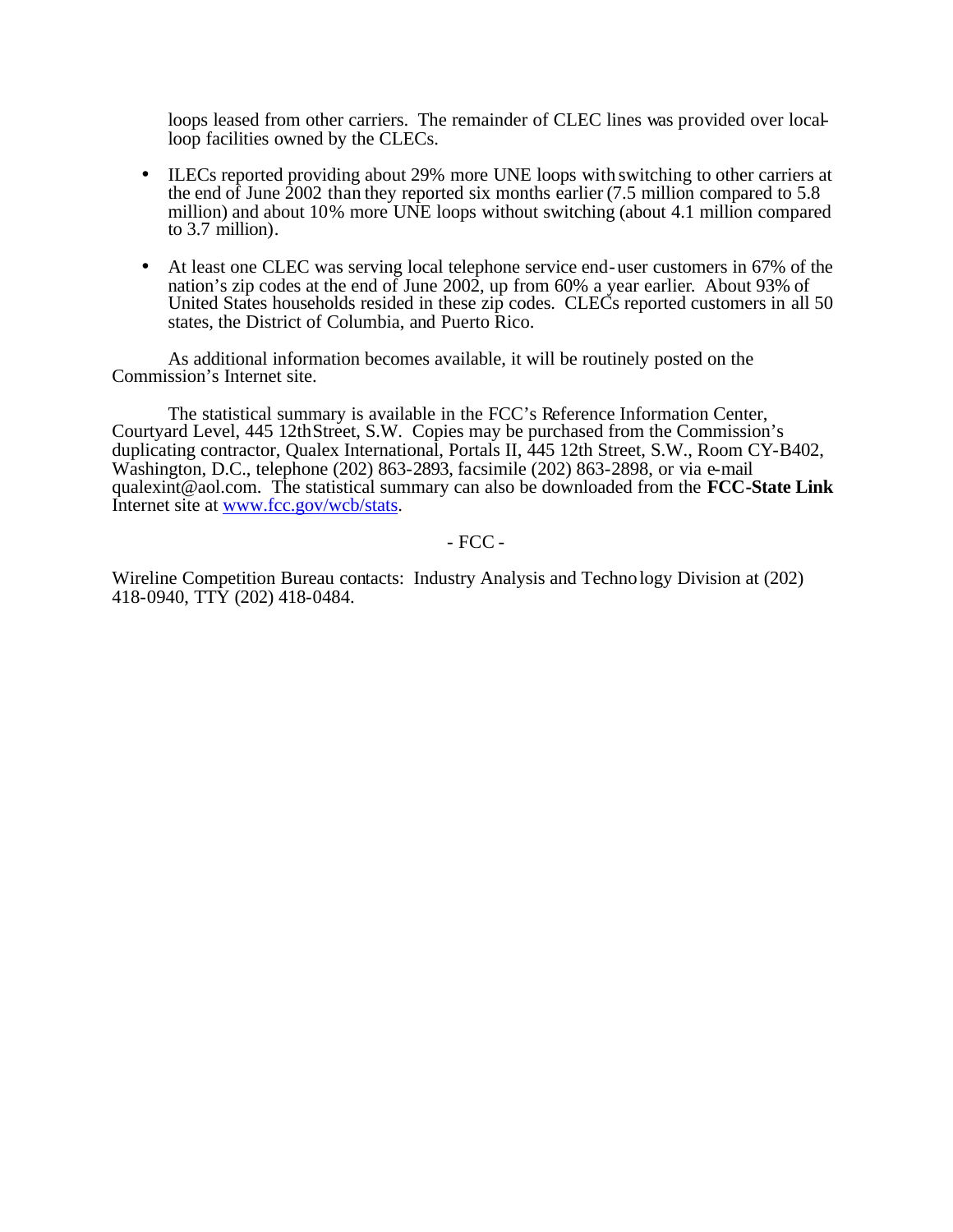loops leased from other carriers. The remainder of CLEC lines was provided over local-loop facilities owned by the CLECs.

- ILECs reported providing about 29% more UNE loops with switching to other carriers at the end of June 2002 than they reported six months earlier (7.5 million compared to 5.8 million) and about 10% more UNE loops without switching (about 4.1 million compared to 3.7 million).

- At least one CLEC was serving local telephone service end-user customers in 67% of the nation's zip codes at the end of June 2002, up from 60% a year earlier. About 93% of United States households resided in these zip codes. CLECs reported customers in all 50 states, the District of Columbia, and Puerto Rico.

As additional information becomes available, it will be routinely posted on the Commission's Internet site.

The statistical summary is available in the FCC's Reference Information Center, Courtyard Level, 445 12th Street, S.W. Copies may be purchased from the Commission's duplicating contractor, Qualex International, Portals II, 445 12th Street, S.W., Room CY-B402, Washington, D.C., telephone (202) 863-2893, facsimile (202) 863-2898, or via e-mail qualexint@aol.com. The statistical summary can also be downloaded from the **FCC-State Link** Internet site at www.fcc.gov/wcb/stats.

- FCC -

Wireline Competition Bureau contacts: Industry Analysis and Technology Division at (202) 418-0940, TTY (202) 418-0484.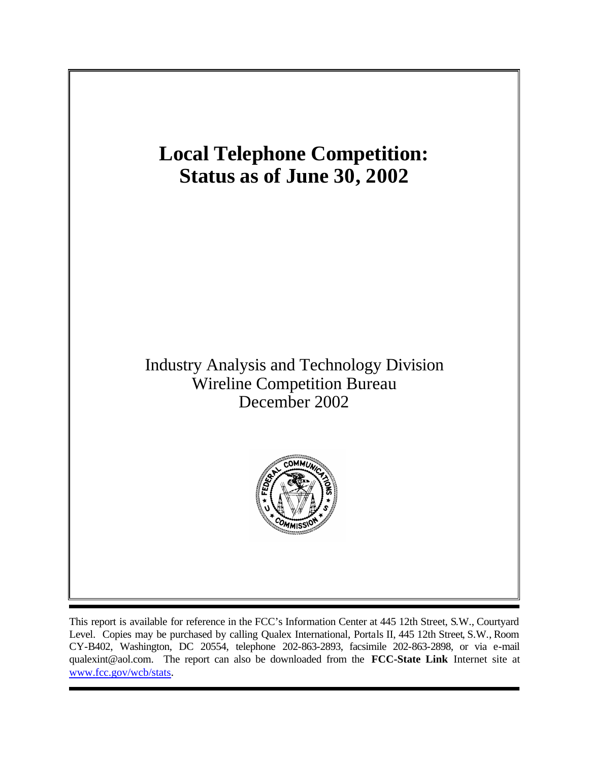# Local Telephone Competition: Status as of June 30, 2002

Industry Analysis and Technology Division
Wireline Competition Bureau
December 2002

This report is available for reference in the FCC's Information Center at 445 12th Street, S.W., Courtyard Level. Copies may be purchased by calling Qualex International, Portals II, 445 12th Street, S.W., Room CY-B402, Washington, DC 20554, telephone 202-863-2893, facsimile 202-863-2898, or via e-mail qualexint@aol.com. The report can also be downloaded from the **FCC-State Link** Internet site at www.fcc.gov/wcb/stats.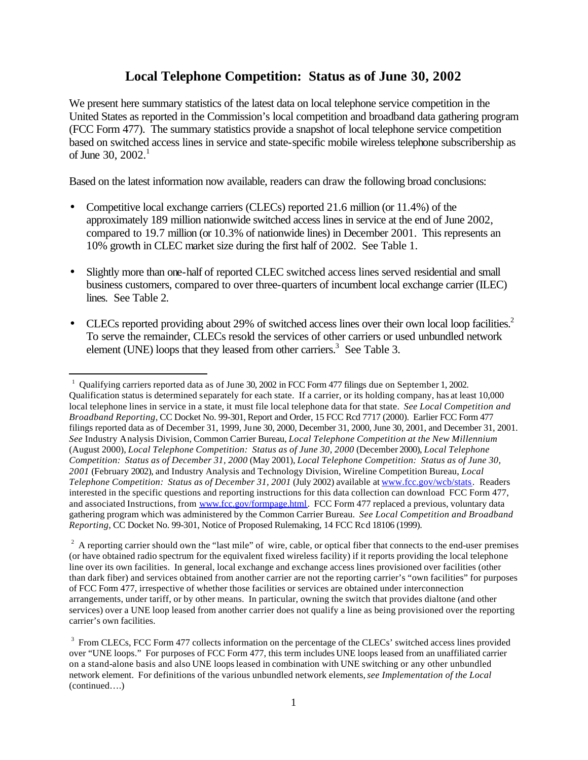# Local Telephone Competition: Status as of June 30, 2002

We present here summary statistics of the latest data on local telephone service competition in the United States as reported in the Commission's local competition and broadband data gathering program (FCC Form 477). The summary statistics provide a snapshot of local telephone service competition based on switched access lines in service and state-specific mobile wireless telephone subscribership as of June 30, 2002.[1]

Based on the latest information now available, readers can draw the following broad conclusions:

- Competitive local exchange carriers (CLECs) reported 21.6 million (or 11.4%) of the approximately 189 million nationwide switched access lines in service at the end of June 2002, compared to 19.7 million (or 10.3% of nationwide lines) in December 2001. This represents an 10% growth in CLEC market size during the first half of 2002. See Table 1.

- Slightly more than one-half of reported CLEC switched access lines served residential and small business customers, compared to over three-quarters of incumbent local exchange carrier (ILEC) lines. See Table 2.

- CLECs reported providing about 29% of switched access lines over their own local loop facilities.[2] To serve the remainder, CLECs resold the services of other carriers or used unbundled network element (UNE) loops that they leased from other carriers.[3] See Table 3.

---

[1] Qualifying carriers reported data as of June 30, 2002 in FCC Form 477 filings due on September 1, 2002. Qualification status is determined separately for each state. If a carrier, or its holding company, has at least 10,000 local telephone lines in service in a state, it must file local telephone data for that state. *See Local Competition and Broadband Reporting*, CC Docket No. 99-301, Report and Order, 15 FCC Rcd 7717 (2000). Earlier FCC Form 477 filings reported data as of December 31, 1999, June 30, 2000, December 31, 2000, June 30, 2001, and December 31, 2001. *See* Industry Analysis Division, Common Carrier Bureau, *Local Telephone Competition at the New Millennium* (August 2000), *Local Telephone Competition: Status as of June 30, 2000* (December 2000), *Local Telephone Competition: Status as of December 31, 2000* (May 2001), *Local Telephone Competition: Status as of June 30, 2001* (February 2002), and Industry Analysis and Technology Division, Wireline Competition Bureau, *Local Telephone Competition: Status as of December 31, 2001* (July 2002) available at www.fcc.gov/wcb/stats. Readers interested in the specific questions and reporting instructions for this data collection can download FCC Form 477, and associated Instructions, from www.fcc.gov/formpage.html. FCC Form 477 replaced a previous, voluntary data gathering program which was administered by the Common Carrier Bureau. *See Local Competition and Broadband Reporting*, CC Docket No. 99-301, Notice of Proposed Rulemaking, 14 FCC Rcd 18106 (1999).

[2] A reporting carrier should own the "last mile" of wire, cable, or optical fiber that connects to the end-user premises (or have obtained radio spectrum for the equivalent fixed wireless facility) if it reports providing the local telephone line over its own facilities. In general, local exchange and exchange access lines provisioned over facilities (other than dark fiber) and services obtained from another carrier are not the reporting carrier's "own facilities" for purposes of FCC Form 477, irrespective of whether those facilities or services are obtained under interconnection arrangements, under tariff, or by other means. In particular, owning the switch that provides dialtone (and other services) over a UNE loop leased from another carrier does not qualify a line as being provisioned over the reporting carrier's own facilities.

[3] From CLECs, FCC Form 477 collects information on the percentage of the CLECs' switched access lines provided over "UNE loops." For purposes of FCC Form 477, this term includes UNE loops leased from an unaffiliated carrier on a stand-alone basis and also UNE loops leased in combination with UNE switching or any other unbundled network element. For definitions of the various unbundled network elements, *see Implementation of the Local* (continued….)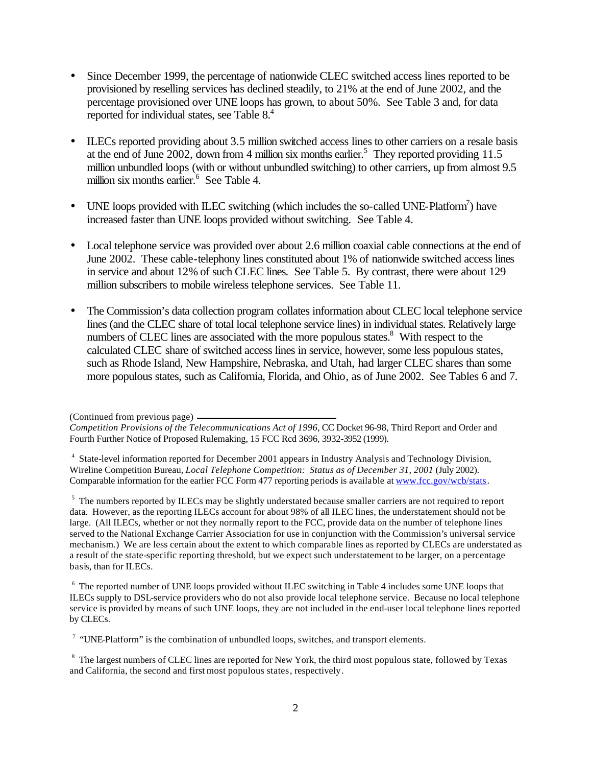- Since December 1999, the percentage of nationwide CLEC switched access lines reported to be provisioned by reselling services has declined steadily, to 21% at the end of June 2002, and the percentage provisioned over UNE loops has grown, to about 50%. See Table 3 and, for data reported for individual states, see Table 8.[4]

- ILECs reported providing about 3.5 million switched access lines to other carriers on a resale basis at the end of June 2002, down from 4 million six months earlier.[5] They reported providing 11.5 million unbundled loops (with or without unbundled switching) to other carriers, up from almost 9.5 million six months earlier.[6] See Table 4.

- UNE loops provided with ILEC switching (which includes the so-called UNE-Platform[7]) have increased faster than UNE loops provided without switching. See Table 4.

- Local telephone service was provided over about 2.6 million coaxial cable connections at the end of June 2002. These cable-telephony lines constituted about 1% of nationwide switched access lines in service and about 12% of such CLEC lines. See Table 5. By contrast, there were about 129 million subscribers to mobile wireless telephone services. See Table 11.

- The Commission's data collection program collates information about CLEC local telephone service lines (and the CLEC share of total local telephone service lines) in individual states. Relatively large numbers of CLEC lines are associated with the more populous states.[8] With respect to the calculated CLEC share of switched access lines in service, however, some less populous states, such as Rhode Island, New Hampshire, Nebraska, and Utah, had larger CLEC shares than some more populous states, such as California, Florida, and Ohio, as of June 2002. See Tables 6 and 7.

---

(Continued from previous page) *Competition Provisions of the Telecommunications Act of 1996*, CC Docket 96-98, Third Report and Order and Fourth Further Notice of Proposed Rulemaking, 15 FCC Rcd 3696, 3932-3952 (1999).

[4] State-level information reported for December 2001 appears in Industry Analysis and Technology Division, Wireline Competition Bureau, *Local Telephone Competition: Status as of December 31, 2001* (July 2002). Comparable information for the earlier FCC Form 477 reporting periods is available at www.fcc.gov/wcb/stats.

[5] The numbers reported by ILECs may be slightly understated because smaller carriers are not required to report data. However, as the reporting ILECs account for about 98% of all ILEC lines, the understatement should not be large. (All ILECs, whether or not they normally report to the FCC, provide data on the number of telephone lines served to the National Exchange Carrier Association for use in conjunction with the Commission's universal service mechanism.) We are less certain about the extent to which comparable lines as reported by CLECs are understated as a result of the state-specific reporting threshold, but we expect such understatement to be larger, on a percentage basis, than for ILECs.

[6] The reported number of UNE loops provided without ILEC switching in Table 4 includes some UNE loops that ILECs supply to DSL-service providers who do not also provide local telephone service. Because no local telephone service is provided by means of such UNE loops, they are not included in the end-user local telephone lines reported by CLECs.

[7] "UNE-Platform" is the combination of unbundled loops, switches, and transport elements.

[8] The largest numbers of CLEC lines are reported for New York, the third most populous state, followed by Texas and California, the second and first most populous states, respectively.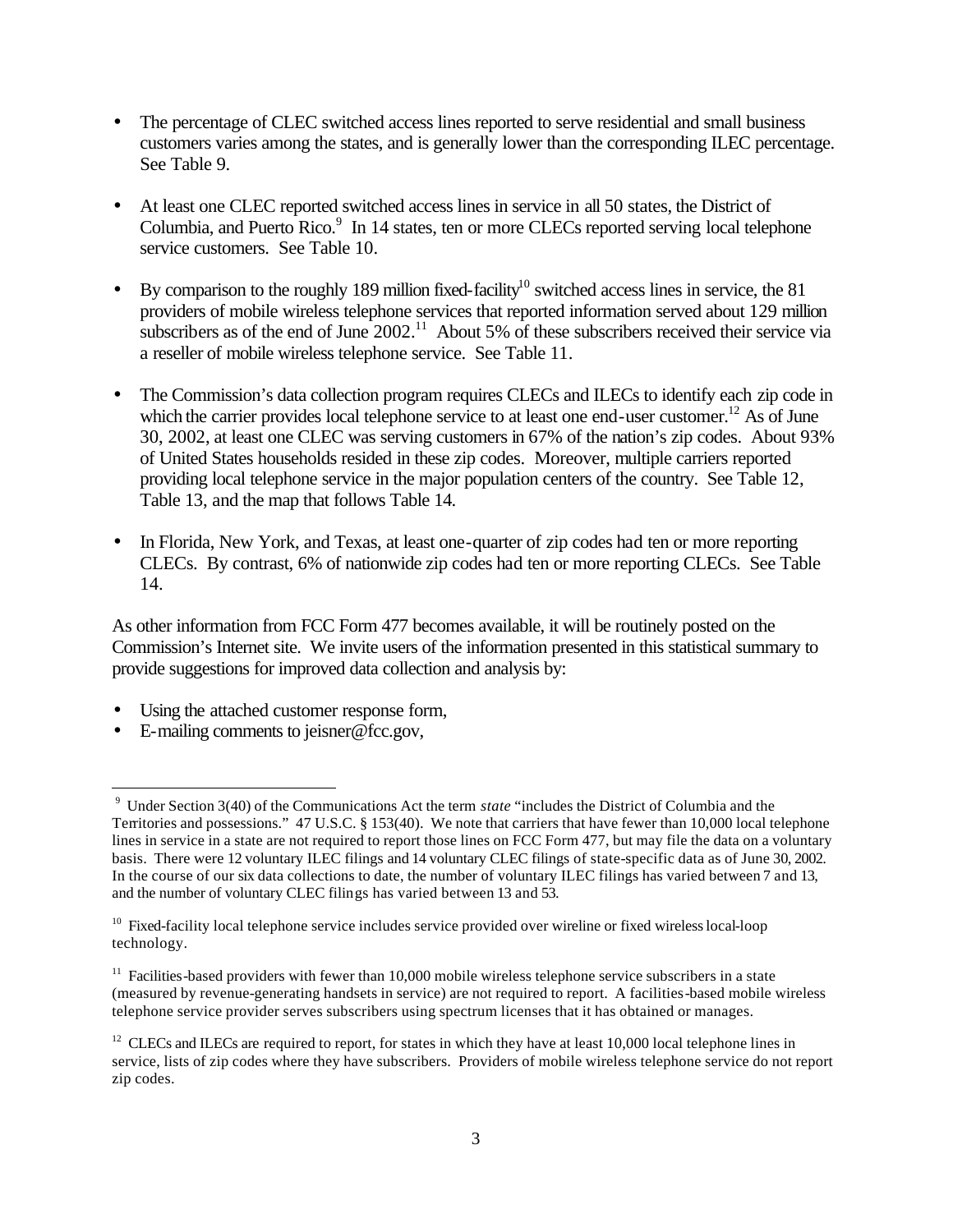- The percentage of CLEC switched access lines reported to serve residential and small business customers varies among the states, and is generally lower than the corresponding ILEC percentage. See Table 9.

- At least one CLEC reported switched access lines in service in all 50 states, the District of Columbia, and Puerto Rico.[9] In 14 states, ten or more CLECs reported serving local telephone service customers. See Table 10.

- By comparison to the roughly 189 million fixed-facility[10] switched access lines in service, the 81 providers of mobile wireless telephone services that reported information served about 129 million subscribers as of the end of June 2002.[11] About 5% of these subscribers received their service via a reseller of mobile wireless telephone service. See Table 11.

- The Commission's data collection program requires CLECs and ILECs to identify each zip code in which the carrier provides local telephone service to at least one end-user customer.[12] As of June 30, 2002, at least one CLEC was serving customers in 67% of the nation's zip codes. About 93% of United States households resided in these zip codes. Moreover, multiple carriers reported providing local telephone service in the major population centers of the country. See Table 12, Table 13, and the map that follows Table 14.

- In Florida, New York, and Texas, at least one-quarter of zip codes had ten or more reporting CLECs. By contrast, 6% of nationwide zip codes had ten or more reporting CLECs. See Table 14.

As other information from FCC Form 477 becomes available, it will be routinely posted on the Commission's Internet site. We invite users of the information presented in this statistical summary to provide suggestions for improved data collection and analysis by:

- Using the attached customer response form,
- E-mailing comments to jeisner@fcc.gov,

---

[9] Under Section 3(40) of the Communications Act the term *state* "includes the District of Columbia and the Territories and possessions." 47 U.S.C. § 153(40). We note that carriers that have fewer than 10,000 local telephone lines in service in a state are not required to report those lines on FCC Form 477, but may file the data on a voluntary basis. There were 12 voluntary ILEC filings and 14 voluntary CLEC filings of state-specific data as of June 30, 2002. In the course of our six data collections to date, the number of voluntary ILEC filings has varied between 7 and 13, and the number of voluntary CLEC filings has varied between 13 and 53.

[10] Fixed-facility local telephone service includes service provided over wireline or fixed wireless local-loop technology.

[11] Facilities-based providers with fewer than 10,000 mobile wireless telephone service subscribers in a state (measured by revenue-generating handsets in service) are not required to report. A facilities-based mobile wireless telephone service provider serves subscribers using spectrum licenses that it has obtained or manages.

[12] CLECs and ILECs are required to report, for states in which they have at least 10,000 local telephone lines in service, lists of zip codes where they have subscribers. Providers of mobile wireless telephone service do not report zip codes.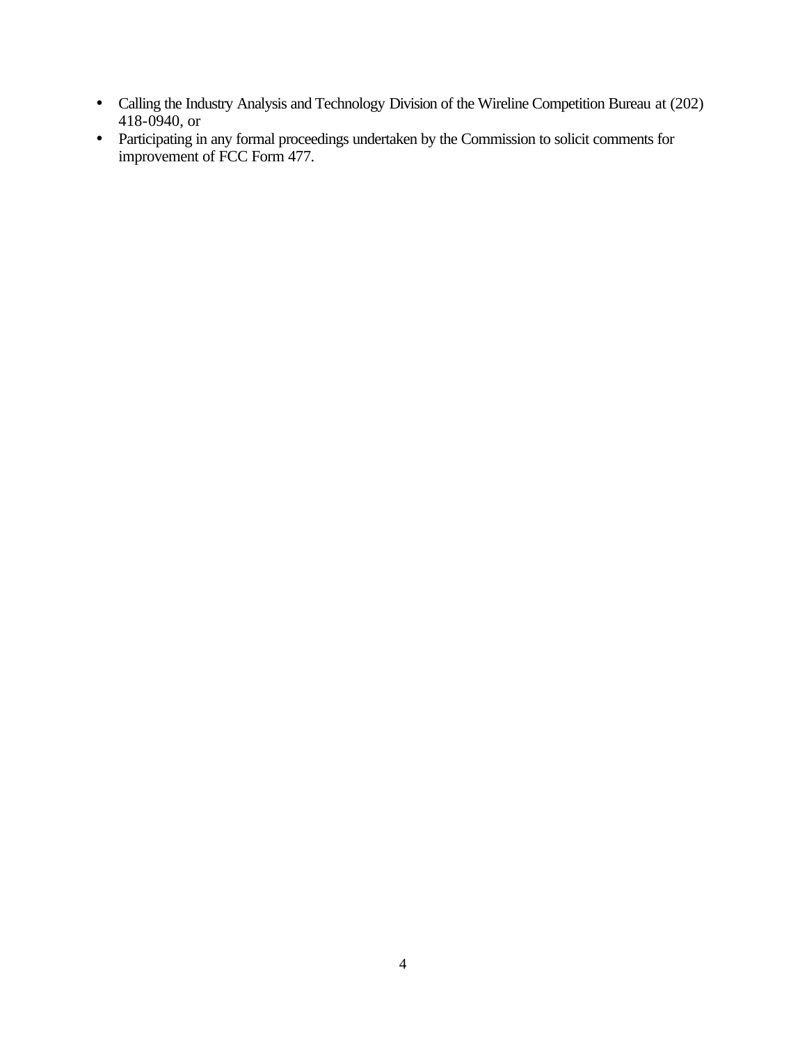- Calling the Industry Analysis and Technology Division of the Wireline Competition Bureau at (202) 418-0940, or
- Participating in any formal proceedings undertaken by the Commission to solicit comments for improvement of FCC Form 477.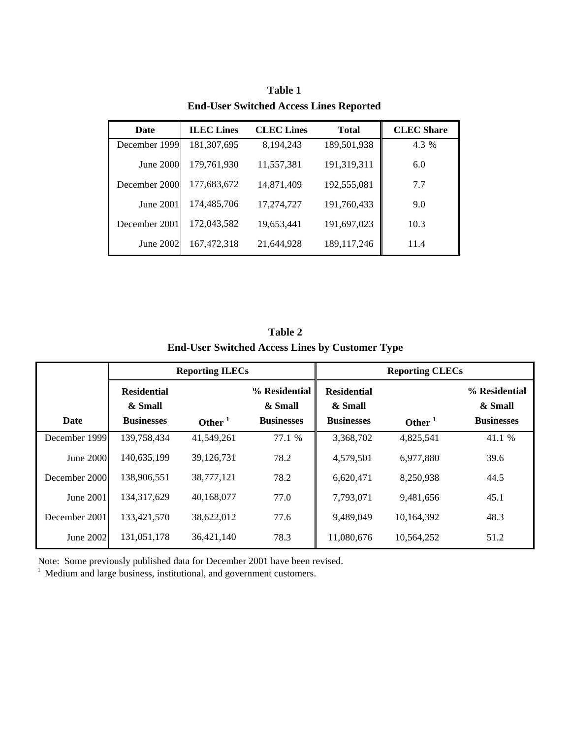**Table 1**
**End-User Switched Access Lines Reported**

| Date | ILEC Lines | CLEC Lines | Total | CLEC Share |
|---|---|---|---|---|
| December 1999 | 181,307,695 | 8,194,243 | 189,501,938 | 4.3 % |
| June 2000 | 179,761,930 | 11,557,381 | 191,319,311 | 6.0 |
| December 2000 | 177,683,672 | 14,871,409 | 192,555,081 | 7.7 |
| June 2001 | 174,485,706 | 17,274,727 | 191,760,433 | 9.0 |
| December 2001 | 172,043,582 | 19,653,441 | 191,697,023 | 10.3 |
| June 2002 | 167,472,318 | 21,644,928 | 189,117,246 | 11.4 |

**Table 2**
**End-User Switched Access Lines by Customer Type**

| | Reporting ILECs | | | Reporting CLECs | | |
|---|---|---|---|---|---|---|
| Date | Residential & Small Businesses | Other [1] | % Residential & Small Businesses | Residential & Small Businesses | Other [1] | % Residential & Small Businesses |
| December 1999 | 139,758,434 | 41,549,261 | 77.1 % | 3,368,702 | 4,825,541 | 41.1 % |
| June 2000 | 140,635,199 | 39,126,731 | 78.2 | 4,579,501 | 6,977,880 | 39.6 |
| December 2000 | 138,906,551 | 38,777,121 | 78.2 | 6,620,471 | 8,250,938 | 44.5 |
| June 2001 | 134,317,629 | 40,168,077 | 77.0 | 7,793,071 | 9,481,656 | 45.1 |
| December 2001 | 133,421,570 | 38,622,012 | 77.6 | 9,489,049 | 10,164,392 | 48.3 |
| June 2002 | 131,051,178 | 36,421,140 | 78.3 | 11,080,676 | 10,564,252 | 51.2 |

Note: Some previously published data for December 2001 have been revised.
[1] Medium and large business, institutional, and government customers.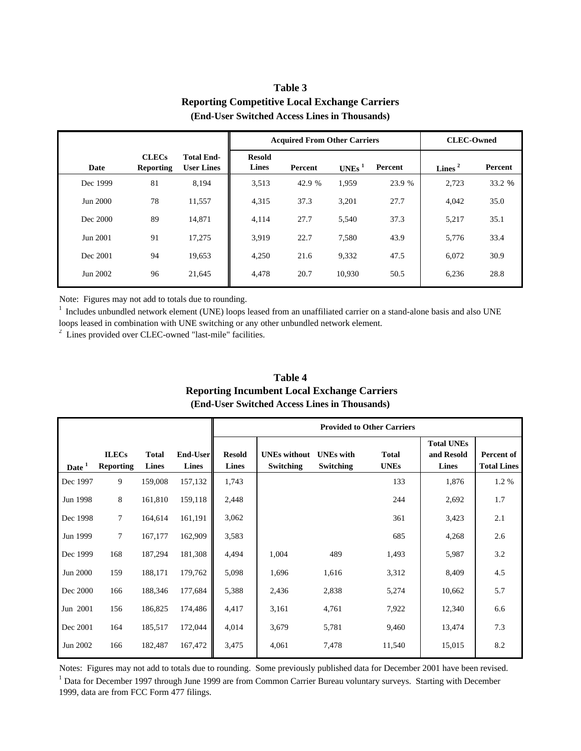## Table 3
### Reporting Competitive Local Exchange Carriers
### (End-User Switched Access Lines in Thousands)

| | | | Acquired From Other Carriers | | | | CLEC-Owned | |
|---|---|---|---|---|---|---|---|---|
| Date | CLECs Reporting | Total End-User Lines | Resold Lines | Percent | UNEs [1] | Percent | Lines [2] | Percent |
| Dec 1999 | 81 | 8,194 | 3,513 | 42.9 % | 1,959 | 23.9 % | 2,723 | 33.2 % |
| Jun 2000 | 78 | 11,557 | 4,315 | 37.3 | 3,201 | 27.7 | 4,042 | 35.0 |
| Dec 2000 | 89 | 14,871 | 4,114 | 27.7 | 5,540 | 37.3 | 5,217 | 35.1 |
| Jun 2001 | 91 | 17,275 | 3,919 | 22.7 | 7,580 | 43.9 | 5,776 | 33.4 |
| Dec 2001 | 94 | 19,653 | 4,250 | 21.6 | 9,332 | 47.5 | 6,072 | 30.9 |
| Jun 2002 | 96 | 21,645 | 4,478 | 20.7 | 10,930 | 50.5 | 6,236 | 28.8 |

Note: Figures may not add to totals due to rounding.

[1] Includes unbundled network element (UNE) loops leased from an unaffiliated carrier on a stand-alone basis and also UNE loops leased in combination with UNE switching or any other unbundled network element.

[2] Lines provided over CLEC-owned "last-mile" facilities.

## Table 4
### Reporting Incumbent Local Exchange Carriers
### (End-User Switched Access Lines in Thousands)

| | | | | Provided to Other Carriers | | | | | |
|---|---|---|---|---|---|---|---|---|---|
| Date [1] | ILECs Reporting | Total Lines | End-User Lines | Resold Lines | UNEs without Switching | UNEs with Switching | Total UNEs | Total UNEs and Resold Lines | Percent of Total Lines |
| Dec 1997 | 9 | 159,008 | 157,132 | 1,743 | | | 133 | 1,876 | 1.2 % |
| Jun 1998 | 8 | 161,810 | 159,118 | 2,448 | | | 244 | 2,692 | 1.7 |
| Dec 1998 | 7 | 164,614 | 161,191 | 3,062 | | | 361 | 3,423 | 2.1 |
| Jun 1999 | 7 | 167,177 | 162,909 | 3,583 | | | 685 | 4,268 | 2.6 |
| Dec 1999 | 168 | 187,294 | 181,308 | 4,494 | 1,004 | 489 | 1,493 | 5,987 | 3.2 |
| Jun 2000 | 159 | 188,171 | 179,762 | 5,098 | 1,696 | 1,616 | 3,312 | 8,409 | 4.5 |
| Dec 2000 | 166 | 188,346 | 177,684 | 5,388 | 2,436 | 2,838 | 5,274 | 10,662 | 5.7 |
| Jun 2001 | 156 | 186,825 | 174,486 | 4,417 | 3,161 | 4,761 | 7,922 | 12,340 | 6.6 |
| Dec 2001 | 164 | 185,517 | 172,044 | 4,014 | 3,679 | 5,781 | 9,460 | 13,474 | 7.3 |
| Jun 2002 | 166 | 182,487 | 167,472 | 3,475 | 4,061 | 7,478 | 11,540 | 15,015 | 8.2 |

Notes: Figures may not add to totals due to rounding. Some previously published data for December 2001 have been revised.

[1] Data for December 1997 through June 1999 are from Common Carrier Bureau voluntary surveys. Starting with December 1999, data are from FCC Form 477 filings.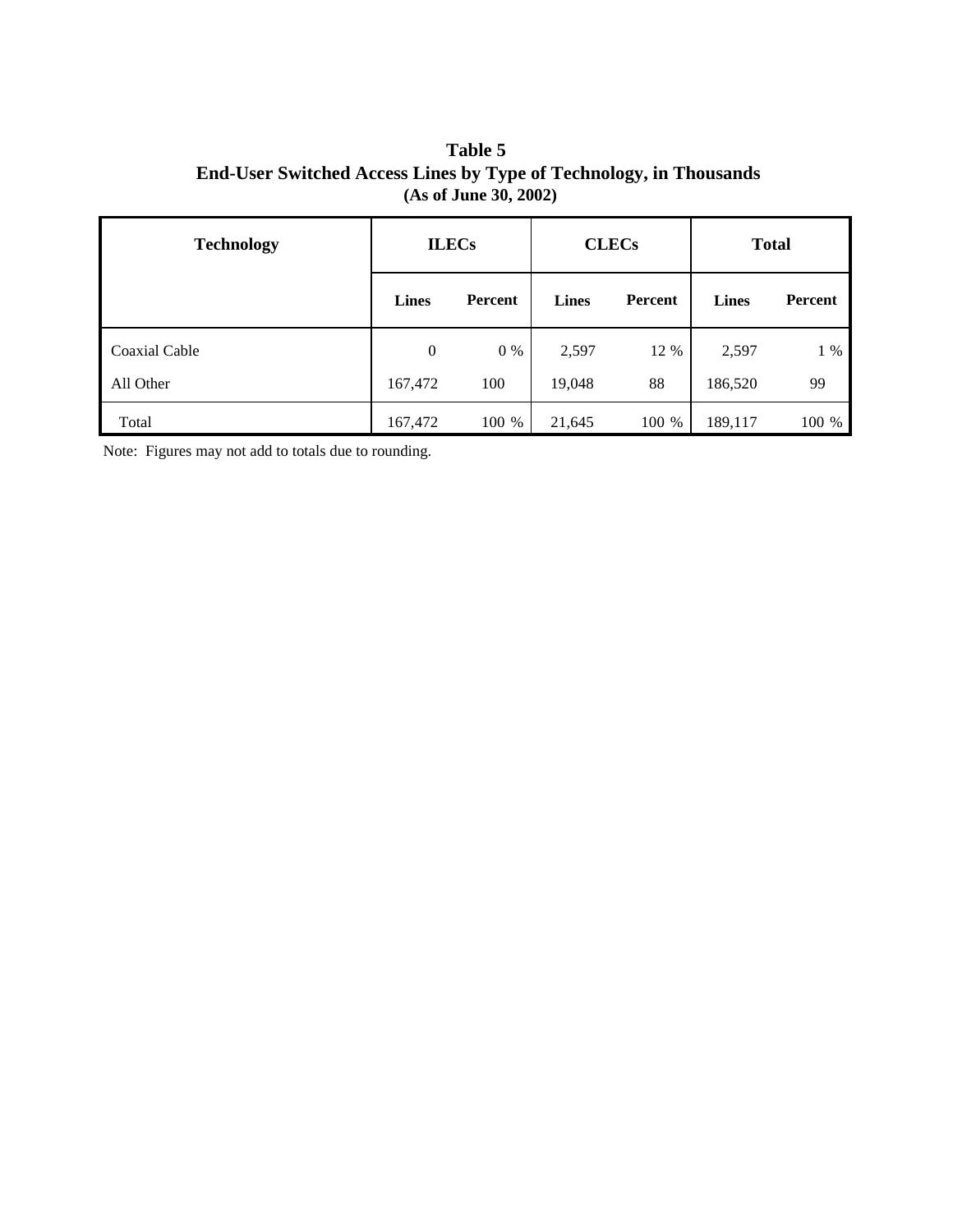**Table 5**
**End-User Switched Access Lines by Type of Technology, in Thousands**
**(As of June 30, 2002)**

| Technology | ILECs | | CLECs | | Total | |
|---|---|---|---|---|---|---|
| | Lines | Percent | Lines | Percent | Lines | Percent |
| Coaxial Cable | 0 | 0 % | 2,597 | 12 % | 2,597 | 1 % |
| All Other | 167,472 | 100 | 19,048 | 88 | 186,520 | 99 |
| Total | 167,472 | 100 % | 21,645 | 100 % | 189,117 | 100 % |

Note: Figures may not add to totals due to rounding.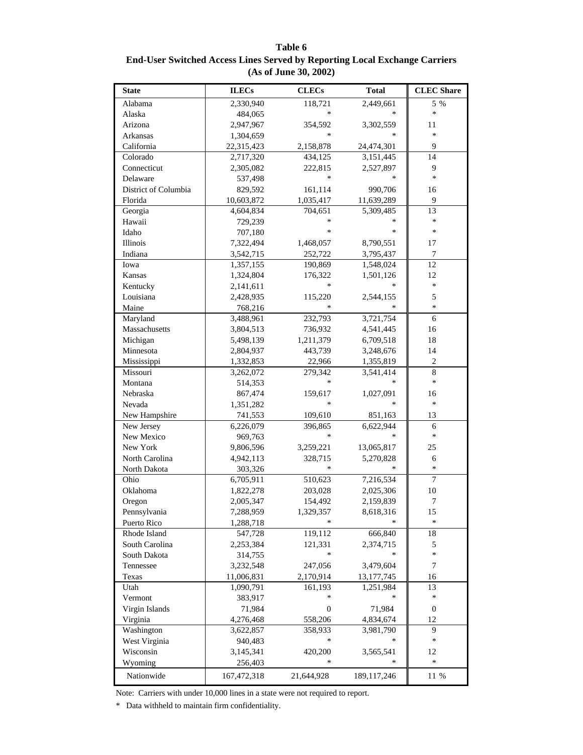**Table 6**
**End-User Switched Access Lines Served by Reporting Local Exchange Carriers**
**(As of June 30, 2002)**

| State | ILECs | CLECs | Total | CLEC Share |
|---|---|---|---|---|
| Alabama | 2,330,940 | 118,721 | 2,449,661 | 5 % |
| Alaska | 484,065 | * | * | * |
| Arizona | 2,947,967 | 354,592 | 3,302,559 | 11 |
| Arkansas | 1,304,659 | * | * | * |
| California | 22,315,423 | 2,158,878 | 24,474,301 | 9 |
| Colorado | 2,717,320 | 434,125 | 3,151,445 | 14 |
| Connecticut | 2,305,082 | 222,815 | 2,527,897 | 9 |
| Delaware | 537,498 | * | * | * |
| District of Columbia | 829,592 | 161,114 | 990,706 | 16 |
| Florida | 10,603,872 | 1,035,417 | 11,639,289 | 9 |
| Georgia | 4,604,834 | 704,651 | 5,309,485 | 13 |
| Hawaii | 729,239 | * | * | * |
| Idaho | 707,180 | * | * | * |
| Illinois | 7,322,494 | 1,468,057 | 8,790,551 | 17 |
| Indiana | 3,542,715 | 252,722 | 3,795,437 | 7 |
| Iowa | 1,357,155 | 190,869 | 1,548,024 | 12 |
| Kansas | 1,324,804 | 176,322 | 1,501,126 | 12 |
| Kentucky | 2,141,611 | * | * | * |
| Louisiana | 2,428,935 | 115,220 | 2,544,155 | 5 |
| Maine | 768,216 | * | * | * |
| Maryland | 3,488,961 | 232,793 | 3,721,754 | 6 |
| Massachusetts | 3,804,513 | 736,932 | 4,541,445 | 16 |
| Michigan | 5,498,139 | 1,211,379 | 6,709,518 | 18 |
| Minnesota | 2,804,937 | 443,739 | 3,248,676 | 14 |
| Mississippi | 1,332,853 | 22,966 | 1,355,819 | 2 |
| Missouri | 3,262,072 | 279,342 | 3,541,414 | 8 |
| Montana | 514,353 | * | * | * |
| Nebraska | 867,474 | 159,617 | 1,027,091 | 16 |
| Nevada | 1,351,282 | * | * | * |
| New Hampshire | 741,553 | 109,610 | 851,163 | 13 |
| New Jersey | 6,226,079 | 396,865 | 6,622,944 | 6 |
| New Mexico | 969,763 | * | * | * |
| New York | 9,806,596 | 3,259,221 | 13,065,817 | 25 |
| North Carolina | 4,942,113 | 328,715 | 5,270,828 | 6 |
| North Dakota | 303,326 | * | * | * |
| Ohio | 6,705,911 | 510,623 | 7,216,534 | 7 |
| Oklahoma | 1,822,278 | 203,028 | 2,025,306 | 10 |
| Oregon | 2,005,347 | 154,492 | 2,159,839 | 7 |
| Pennsylvania | 7,288,959 | 1,329,357 | 8,618,316 | 15 |
| Puerto Rico | 1,288,718 | * | * | * |
| Rhode Island | 547,728 | 119,112 | 666,840 | 18 |
| South Carolina | 2,253,384 | 121,331 | 2,374,715 | 5 |
| South Dakota | 314,755 | * | * | * |
| Tennessee | 3,232,548 | 247,056 | 3,479,604 | 7 |
| Texas | 11,006,831 | 2,170,914 | 13,177,745 | 16 |
| Utah | 1,090,791 | 161,193 | 1,251,984 | 13 |
| Vermont | 383,917 | * | * | * |
| Virgin Islands | 71,984 | 0 | 71,984 | 0 |
| Virginia | 4,276,468 | 558,206 | 4,834,674 | 12 |
| Washington | 3,622,857 | 358,933 | 3,981,790 | 9 |
| West Virginia | 940,483 | * | * | * |
| Wisconsin | 3,145,341 | 420,200 | 3,565,541 | 12 |
| Wyoming | 256,403 | * | * | * |
| Nationwide | 167,472,318 | 21,644,928 | 189,117,246 | 11 % |

Note: Carriers with under 10,000 lines in a state were not required to report.

* Data withheld to maintain firm confidentiality.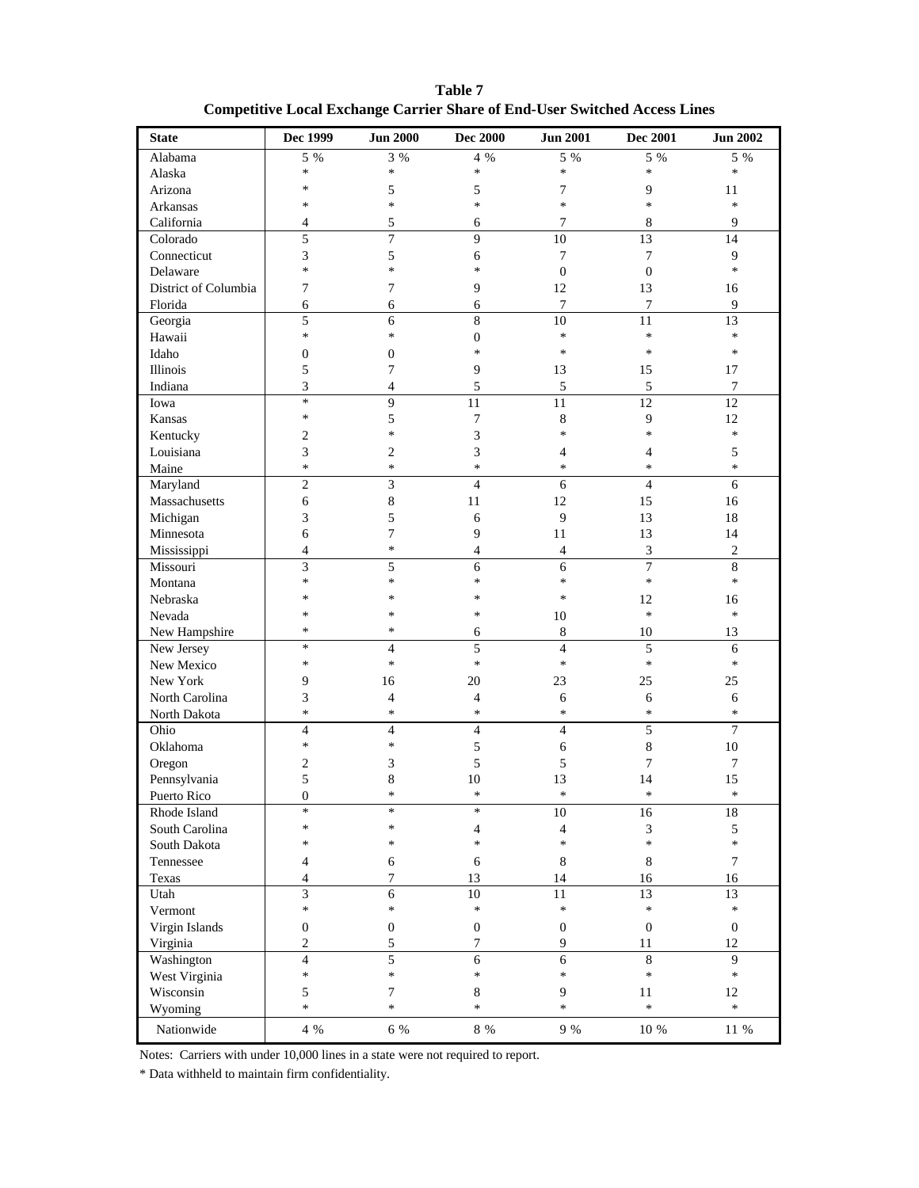**Table 7**
**Competitive Local Exchange Carrier Share of End-User Switched Access Lines**

| State | Dec 1999 | Jun 2000 | Dec 2000 | Jun 2001 | Dec 2001 | Jun 2002 |
|---|---|---|---|---|---|---|
| Alabama | 5 % | 3 % | 4 % | 5 % | 5 % | 5 % |
| Alaska | * | * | * | * | * | * |
| Arizona | * | 5 | 5 | 7 | 9 | 11 |
| Arkansas | * | * | * | * | * | * |
| California | 4 | 5 | 6 | 7 | 8 | 9 |
| Colorado | 5 | 7 | 9 | 10 | 13 | 14 |
| Connecticut | 3 | 5 | 6 | 7 | 7 | 9 |
| Delaware | * | * | * | 0 | 0 | * |
| District of Columbia | 7 | 7 | 9 | 12 | 13 | 16 |
| Florida | 6 | 6 | 6 | 7 | 7 | 9 |
| Georgia | 5 | 6 | 8 | 10 | 11 | 13 |
| Hawaii | * | * | 0 | * | * | * |
| Idaho | 0 | 0 | * | * | * | * |
| Illinois | 5 | 7 | 9 | 13 | 15 | 17 |
| Indiana | 3 | 4 | 5 | 5 | 5 | 7 |
| Iowa | * | 9 | 11 | 11 | 12 | 12 |
| Kansas | * | 5 | 7 | 8 | 9 | 12 |
| Kentucky | 2 | * | 3 | * | * | * |
| Louisiana | 3 | 2 | 3 | 4 | 4 | 5 |
| Maine | * | * | * | * | * | * |
| Maryland | 2 | 3 | 4 | 6 | 4 | 6 |
| Massachusetts | 6 | 8 | 11 | 12 | 15 | 16 |
| Michigan | 3 | 5 | 6 | 9 | 13 | 18 |
| Minnesota | 6 | 7 | 9 | 11 | 13 | 14 |
| Mississippi | 4 | * | 4 | 4 | 3 | 2 |
| Missouri | 3 | 5 | 6 | 6 | 7 | 8 |
| Montana | * | * | * | * | * | * |
| Nebraska | * | * | * | * | 12 | 16 |
| Nevada | * | * | * | 10 | * | * |
| New Hampshire | * | * | 6 | 8 | 10 | 13 |
| New Jersey | * | 4 | 5 | 4 | 5 | 6 |
| New Mexico | * | * | * | * | * | * |
| New York | 9 | 16 | 20 | 23 | 25 | 25 |
| North Carolina | 3 | 4 | 4 | 6 | 6 | 6 |
| North Dakota | * | * | * | * | * | * |
| Ohio | 4 | 4 | 4 | 4 | 5 | 7 |
| Oklahoma | * | * | 5 | 6 | 8 | 10 |
| Oregon | 2 | 3 | 5 | 5 | 7 | 7 |
| Pennsylvania | 5 | 8 | 10 | 13 | 14 | 15 |
| Puerto Rico | 0 | * | * | * | * | * |
| Rhode Island | * | * | * | 10 | 16 | 18 |
| South Carolina | * | * | 4 | 4 | 3 | 5 |
| South Dakota | * | * | * | * | * | * |
| Tennessee | 4 | 6 | 6 | 8 | 8 | 7 |
| Texas | 4 | 7 | 13 | 14 | 16 | 16 |
| Utah | 3 | 6 | 10 | 11 | 13 | 13 |
| Vermont | * | * | * | * | * | * |
| Virgin Islands | 0 | 0 | 0 | 0 | 0 | 0 |
| Virginia | 2 | 5 | 7 | 9 | 11 | 12 |
| Washington | 4 | 5 | 6 | 6 | 8 | 9 |
| West Virginia | * | * | * | * | * | * |
| Wisconsin | 5 | 7 | 8 | 9 | 11 | 12 |
| Wyoming | * | * | * | * | * | * |
| Nationwide | 4 % | 6 % | 8 % | 9 % | 10 % | 11 % |

Notes: Carriers with under 10,000 lines in a state were not required to report.

* Data withheld to maintain firm confidentiality.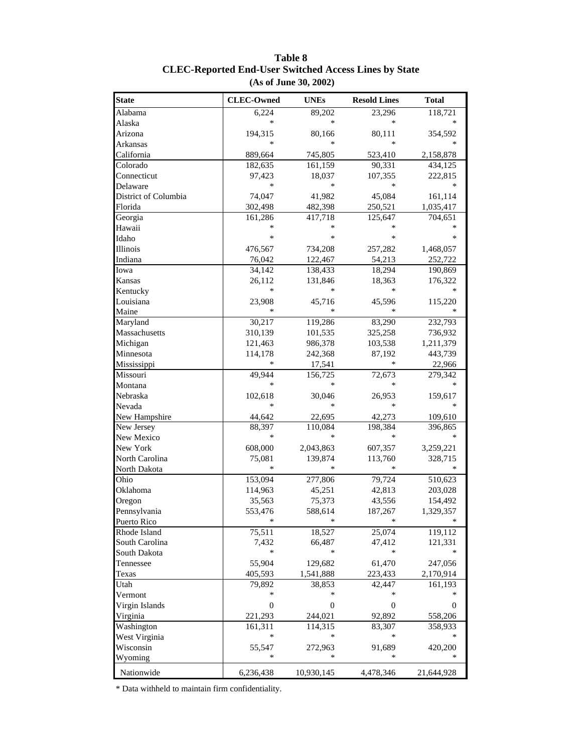# Table 8
## CLEC-Reported End-User Switched Access Lines by State
### (As of June 30, 2002)

| State | CLEC-Owned | UNEs | Resold Lines | Total |
|---|---|---|---|---|
| Alabama | 6,224 | 89,202 | 23,296 | 118,721 |
| Alaska | * | * | * | * |
| Arizona | 194,315 | 80,166 | 80,111 | 354,592 |
| Arkansas | * | * | * | * |
| California | 889,664 | 745,805 | 523,410 | 2,158,878 |
| Colorado | 182,635 | 161,159 | 90,331 | 434,125 |
| Connecticut | 97,423 | 18,037 | 107,355 | 222,815 |
| Delaware | * | * | * | * |
| District of Columbia | 74,047 | 41,982 | 45,084 | 161,114 |
| Florida | 302,498 | 482,398 | 250,521 | 1,035,417 |
| Georgia | 161,286 | 417,718 | 125,647 | 704,651 |
| Hawaii | * | * | * | * |
| Idaho | * | * | * | * |
| Illinois | 476,567 | 734,208 | 257,282 | 1,468,057 |
| Indiana | 76,042 | 122,467 | 54,213 | 252,722 |
| Iowa | 34,142 | 138,433 | 18,294 | 190,869 |
| Kansas | 26,112 | 131,846 | 18,363 | 176,322 |
| Kentucky | * | * | * | * |
| Louisiana | 23,908 | 45,716 | 45,596 | 115,220 |
| Maine | * | * | * | * |
| Maryland | 30,217 | 119,286 | 83,290 | 232,793 |
| Massachusetts | 310,139 | 101,535 | 325,258 | 736,932 |
| Michigan | 121,463 | 986,378 | 103,538 | 1,211,379 |
| Minnesota | 114,178 | 242,368 | 87,192 | 443,739 |
| Mississippi | * | 17,541 | * | 22,966 |
| Missouri | 49,944 | 156,725 | 72,673 | 279,342 |
| Montana | * | * | * | * |
| Nebraska | 102,618 | 30,046 | 26,953 | 159,617 |
| Nevada | * | * | * | * |
| New Hampshire | 44,642 | 22,695 | 42,273 | 109,610 |
| New Jersey | 88,397 | 110,084 | 198,384 | 396,865 |
| New Mexico | * | * | * | * |
| New York | 608,000 | 2,043,863 | 607,357 | 3,259,221 |
| North Carolina | 75,081 | 139,874 | 113,760 | 328,715 |
| North Dakota | * | * | * | * |
| Ohio | 153,094 | 277,806 | 79,724 | 510,623 |
| Oklahoma | 114,963 | 45,251 | 42,813 | 203,028 |
| Oregon | 35,563 | 75,373 | 43,556 | 154,492 |
| Pennsylvania | 553,476 | 588,614 | 187,267 | 1,329,357 |
| Puerto Rico | * | * | * | * |
| Rhode Island | 75,511 | 18,527 | 25,074 | 119,112 |
| South Carolina | 7,432 | 66,487 | 47,412 | 121,331 |
| South Dakota | * | * | * | * |
| Tennessee | 55,904 | 129,682 | 61,470 | 247,056 |
| Texas | 405,593 | 1,541,888 | 223,433 | 2,170,914 |
| Utah | 79,892 | 38,853 | 42,447 | 161,193 |
| Vermont | * | * | * | * |
| Virgin Islands | 0 | 0 | 0 | 0 |
| Virginia | 221,293 | 244,021 | 92,892 | 558,206 |
| Washington | 161,311 | 114,315 | 83,307 | 358,933 |
| West Virginia | * | * | * | * |
| Wisconsin | 55,547 | 272,963 | 91,689 | 420,200 |
| Wyoming | * | * | * | * |
| Nationwide | 6,236,438 | 10,930,145 | 4,478,346 | 21,644,928 |

* Data withheld to maintain firm confidentiality.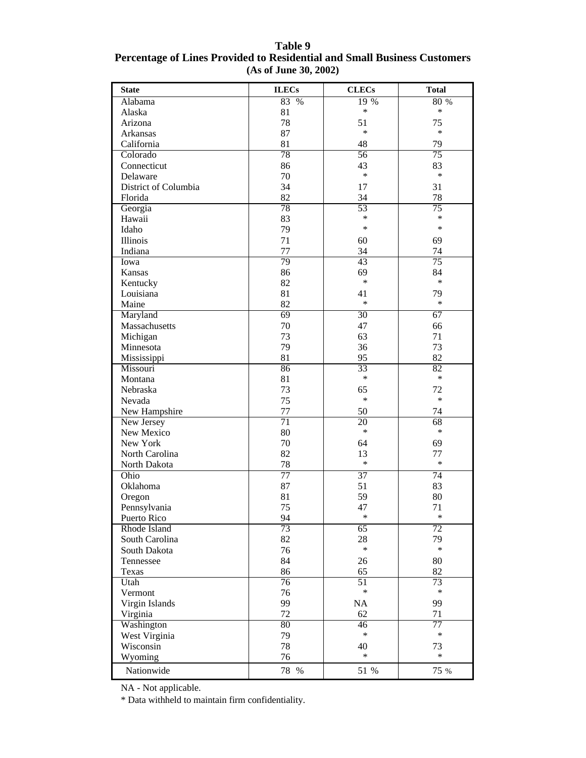**Table 9**
**Percentage of Lines Provided to Residential and Small Business Customers**
**(As of June 30, 2002)**

| State | ILECs | CLECs | Total |
|---|---|---|---|
| Alabama | 83 % | 19 % | 80 % |
| Alaska | 81 | * | * |
| Arizona | 78 | 51 | 75 |
| Arkansas | 87 | * | * |
| California | 81 | 48 | 79 |
| Colorado | 78 | 56 | 75 |
| Connecticut | 86 | 43 | 83 |
| Delaware | 70 | * | * |
| District of Columbia | 34 | 17 | 31 |
| Florida | 82 | 34 | 78 |
| Georgia | 78 | 53 | 75 |
| Hawaii | 83 | * | * |
| Idaho | 79 | * | * |
| Illinois | 71 | 60 | 69 |
| Indiana | 77 | 34 | 74 |
| Iowa | 79 | 43 | 75 |
| Kansas | 86 | 69 | 84 |
| Kentucky | 82 | * | * |
| Louisiana | 81 | 41 | 79 |
| Maine | 82 | * | * |
| Maryland | 69 | 30 | 67 |
| Massachusetts | 70 | 47 | 66 |
| Michigan | 73 | 63 | 71 |
| Minnesota | 79 | 36 | 73 |
| Mississippi | 81 | 95 | 82 |
| Missouri | 86 | 33 | 82 |
| Montana | 81 | * | * |
| Nebraska | 73 | 65 | 72 |
| Nevada | 75 | * | * |
| New Hampshire | 77 | 50 | 74 |
| New Jersey | 71 | 20 | 68 |
| New Mexico | 80 | * | * |
| New York | 70 | 64 | 69 |
| North Carolina | 82 | 13 | 77 |
| North Dakota | 78 | * | * |
| Ohio | 77 | 37 | 74 |
| Oklahoma | 87 | 51 | 83 |
| Oregon | 81 | 59 | 80 |
| Pennsylvania | 75 | 47 | 71 |
| Puerto Rico | 94 | * | * |
| Rhode Island | 73 | 65 | 72 |
| South Carolina | 82 | 28 | 79 |
| South Dakota | 76 | * | * |
| Tennessee | 84 | 26 | 80 |
| Texas | 86 | 65 | 82 |
| Utah | 76 | 51 | 73 |
| Vermont | 76 | * | * |
| Virgin Islands | 99 | NA | 99 |
| Virginia | 72 | 62 | 71 |
| Washington | 80 | 46 | 77 |
| West Virginia | 79 | * | * |
| Wisconsin | 78 | 40 | 73 |
| Wyoming | 76 | * | * |
| Nationwide | 78 % | 51 % | 75 % |

NA - Not applicable.

* Data withheld to maintain firm confidentiality.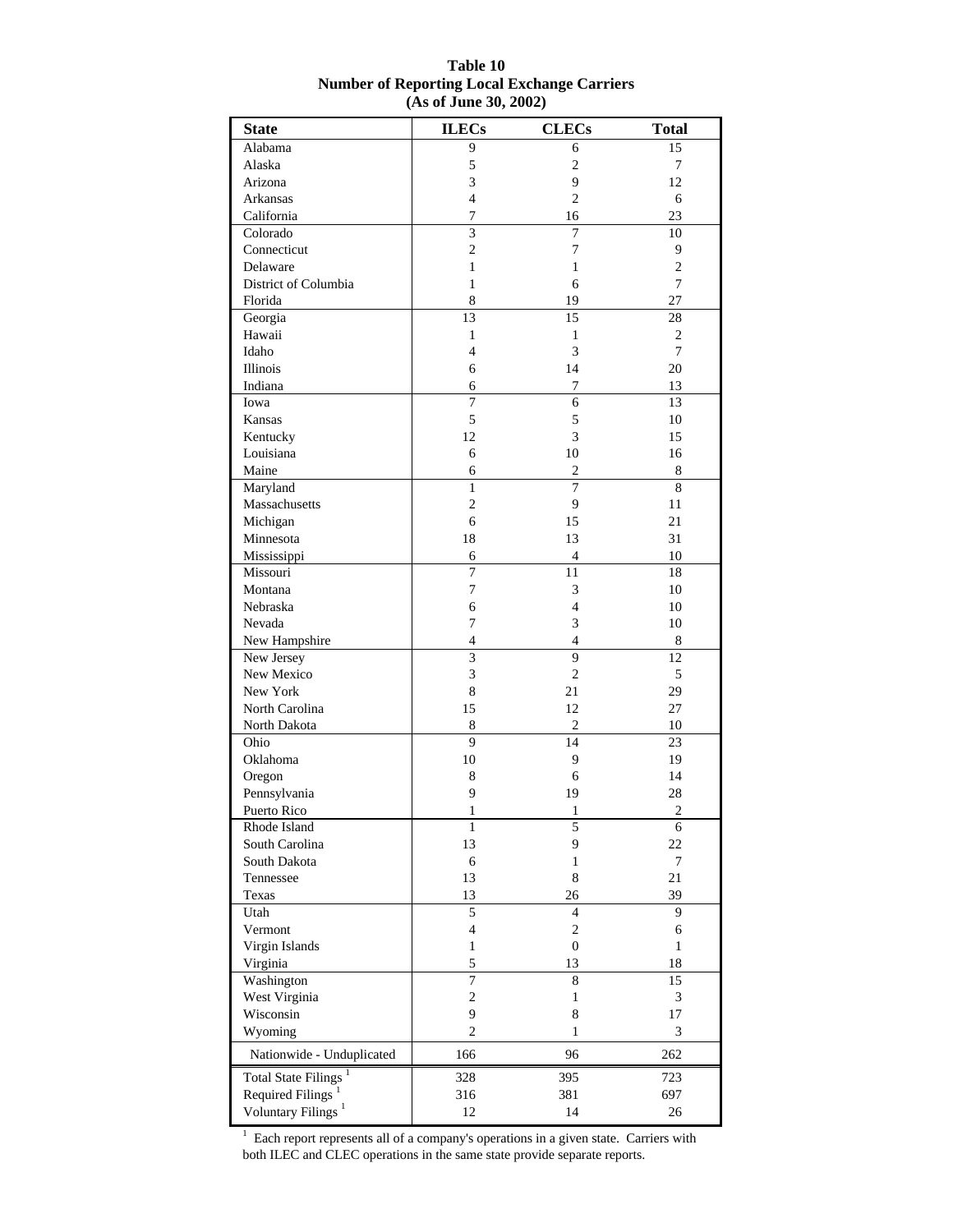**Table 10**
**Number of Reporting Local Exchange Carriers**
**(As of June 30, 2002)**

| State | ILECs | CLECs | Total |
|---|---|---|---|
| Alabama | 9 | 6 | 15 |
| Alaska | 5 | 2 | 7 |
| Arizona | 3 | 9 | 12 |
| Arkansas | 4 | 2 | 6 |
| California | 7 | 16 | 23 |
| Colorado | 3 | 7 | 10 |
| Connecticut | 2 | 7 | 9 |
| Delaware | 1 | 1 | 2 |
| District of Columbia | 1 | 6 | 7 |
| Florida | 8 | 19 | 27 |
| Georgia | 13 | 15 | 28 |
| Hawaii | 1 | 1 | 2 |
| Idaho | 4 | 3 | 7 |
| Illinois | 6 | 14 | 20 |
| Indiana | 6 | 7 | 13 |
| Iowa | 7 | 6 | 13 |
| Kansas | 5 | 5 | 10 |
| Kentucky | 12 | 3 | 15 |
| Louisiana | 6 | 10 | 16 |
| Maine | 6 | 2 | 8 |
| Maryland | 1 | 7 | 8 |
| Massachusetts | 2 | 9 | 11 |
| Michigan | 6 | 15 | 21 |
| Minnesota | 18 | 13 | 31 |
| Mississippi | 6 | 4 | 10 |
| Missouri | 7 | 11 | 18 |
| Montana | 7 | 3 | 10 |
| Nebraska | 6 | 4 | 10 |
| Nevada | 7 | 3 | 10 |
| New Hampshire | 4 | 4 | 8 |
| New Jersey | 3 | 9 | 12 |
| New Mexico | 3 | 2 | 5 |
| New York | 8 | 21 | 29 |
| North Carolina | 15 | 12 | 27 |
| North Dakota | 8 | 2 | 10 |
| Ohio | 9 | 14 | 23 |
| Oklahoma | 10 | 9 | 19 |
| Oregon | 8 | 6 | 14 |
| Pennsylvania | 9 | 19 | 28 |
| Puerto Rico | 1 | 1 | 2 |
| Rhode Island | 1 | 5 | 6 |
| South Carolina | 13 | 9 | 22 |
| South Dakota | 6 | 1 | 7 |
| Tennessee | 13 | 8 | 21 |
| Texas | 13 | 26 | 39 |
| Utah | 5 | 4 | 9 |
| Vermont | 4 | 2 | 6 |
| Virgin Islands | 1 | 0 | 1 |
| Virginia | 5 | 13 | 18 |
| Washington | 7 | 8 | 15 |
| West Virginia | 2 | 1 | 3 |
| Wisconsin | 9 | 8 | 17 |
| Wyoming | 2 | 1 | 3 |
| Nationwide - Unduplicated | 166 | 96 | 262 |
| Total State Filings [1] | 328 | 395 | 723 |
| Required Filings [1] | 316 | 381 | 697 |
| Voluntary Filings [1] | 12 | 14 | 26 |

[1] Each report represents all of a company's operations in a given state. Carriers with both ILEC and CLEC operations in the same state provide separate reports.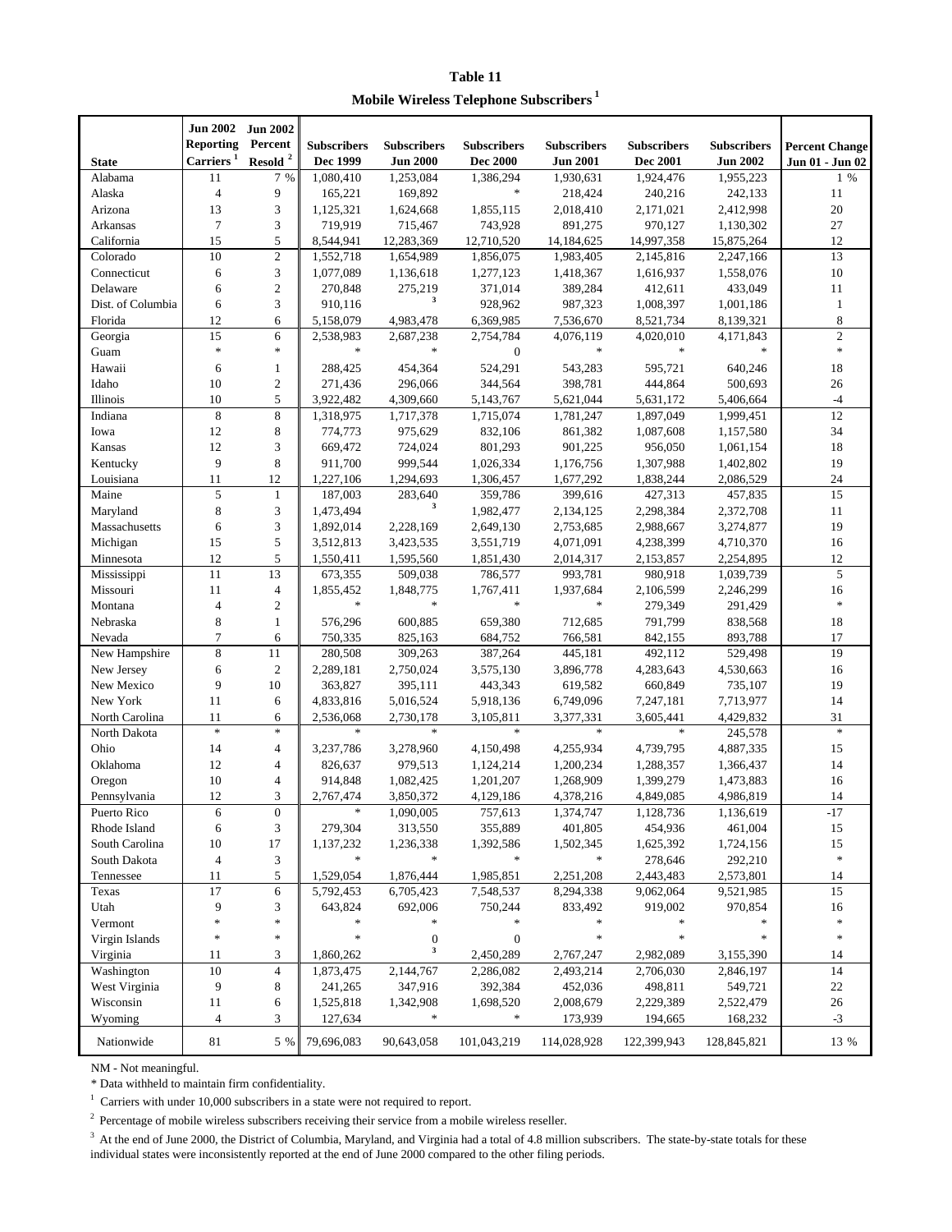# Table 11

## Mobile Wireless Telephone Subscribers [1]

| State | Jun 2002 Reporting Carriers [1] | Jun 2002 Percent Resold [2] | Subscribers Dec 1999 | Subscribers Jun 2000 | Subscribers Dec 2000 | Subscribers Jun 2001 | Subscribers Dec 2001 | Subscribers Jun 2002 | Percent Change Jun 01 - Jun 02 |
|---|---|---|---|---|---|---|---|---|---|
| Alabama | 11 | 7 % | 1,080,410 | 1,253,084 | 1,386,294 | 1,930,631 | 1,924,476 | 1,955,223 | 1 % |
| Alaska | 4 | 9 | 165,221 | 169,892 | * | 218,424 | 240,216 | 242,133 | 11 |
| Arizona | 13 | 3 | 1,125,321 | 1,624,668 | 1,855,115 | 2,018,410 | 2,171,021 | 2,412,998 | 20 |
| Arkansas | 7 | 3 | 719,919 | 715,467 | 743,928 | 891,275 | 970,127 | 1,130,302 | 27 |
| California | 15 | 5 | 8,544,941 | 12,283,369 | 12,710,520 | 14,184,625 | 14,997,358 | 15,875,264 | 12 |
| Colorado | 10 | 2 | 1,552,718 | 1,654,989 | 1,856,075 | 1,983,405 | 2,145,816 | 2,247,166 | 13 |
| Connecticut | 6 | 3 | 1,077,089 | 1,136,618 | 1,277,123 | 1,418,367 | 1,616,937 | 1,558,076 | 10 |
| Delaware | 6 | 2 | 270,848 | 275,219 | 371,014 | 389,284 | 412,611 | 433,049 | 11 |
| Dist. of Columbia | 6 | 3 | 910,116 | [3] | 928,962 | 987,323 | 1,008,397 | 1,001,186 | 1 |
| Florida | 12 | 6 | 5,158,079 | 4,983,478 | 6,369,985 | 7,536,670 | 8,521,734 | 8,139,321 | 8 |
| Georgia | 15 | 6 | 2,538,983 | 2,687,238 | 2,754,784 | 4,076,119 | 4,020,010 | 4,171,843 | 2 |
| Guam | * | * | * | * | 0 | * | * | * | * |
| Hawaii | 6 | 1 | 288,425 | 454,364 | 524,291 | 543,283 | 595,721 | 640,246 | 18 |
| Idaho | 10 | 2 | 271,436 | 296,066 | 344,564 | 398,781 | 444,864 | 500,693 | 26 |
| Illinois | 10 | 5 | 3,922,482 | 4,309,660 | 5,143,767 | 5,621,044 | 5,631,172 | 5,406,664 | -4 |
| Indiana | 8 | 8 | 1,318,975 | 1,717,378 | 1,715,074 | 1,781,247 | 1,897,049 | 1,999,451 | 12 |
| Iowa | 12 | 8 | 774,773 | 975,629 | 832,106 | 861,382 | 1,087,608 | 1,157,580 | 34 |
| Kansas | 12 | 3 | 669,472 | 724,024 | 801,293 | 901,225 | 956,050 | 1,061,154 | 18 |
| Kentucky | 9 | 8 | 911,700 | 999,544 | 1,026,334 | 1,176,756 | 1,307,988 | 1,402,802 | 19 |
| Louisiana | 11 | 12 | 1,227,106 | 1,294,693 | 1,306,457 | 1,677,292 | 1,838,244 | 2,086,529 | 24 |
| Maine | 5 | 1 | 187,003 | 283,640 | 359,786 | 399,616 | 427,313 | 457,835 | 15 |
| Maryland | 8 | 3 | 1,473,494 | [3] | 1,982,477 | 2,134,125 | 2,298,384 | 2,372,708 | 11 |
| Massachusetts | 6 | 3 | 1,892,014 | 2,228,169 | 2,649,130 | 2,753,685 | 2,988,667 | 3,274,877 | 19 |
| Michigan | 15 | 5 | 3,512,813 | 3,423,535 | 3,551,719 | 4,071,091 | 4,238,399 | 4,710,370 | 16 |
| Minnesota | 12 | 5 | 1,550,411 | 1,595,560 | 1,851,430 | 2,014,317 | 2,153,857 | 2,254,895 | 12 |
| Mississippi | 11 | 13 | 673,355 | 509,038 | 786,577 | 993,781 | 980,918 | 1,039,739 | 5 |
| Missouri | 11 | 4 | 1,855,452 | 1,848,775 | 1,767,411 | 1,937,684 | 2,106,599 | 2,246,299 | 16 |
| Montana | 4 | 2 | * | * | * | * | 279,349 | 291,429 | * |
| Nebraska | 8 | 1 | 576,296 | 600,885 | 659,380 | 712,685 | 791,799 | 838,568 | 18 |
| Nevada | 7 | 6 | 750,335 | 825,163 | 684,752 | 766,581 | 842,155 | 893,788 | 17 |
| New Hampshire | 8 | 11 | 280,508 | 309,263 | 387,264 | 445,181 | 492,112 | 529,498 | 19 |
| New Jersey | 6 | 2 | 2,289,181 | 2,750,024 | 3,575,130 | 3,896,778 | 4,283,643 | 4,530,663 | 16 |
| New Mexico | 9 | 10 | 363,827 | 395,111 | 443,343 | 619,582 | 660,849 | 735,107 | 19 |
| New York | 11 | 6 | 4,833,816 | 5,016,524 | 5,918,136 | 6,749,096 | 7,247,181 | 7,713,977 | 14 |
| North Carolina | 11 | 6 | 2,536,068 | 2,730,178 | 3,105,811 | 3,377,331 | 3,605,441 | 4,429,832 | 31 |
| North Dakota | * | * | * | * | * | * | * | 245,578 | * |
| Ohio | 14 | 4 | 3,237,786 | 3,278,960 | 4,150,498 | 4,255,934 | 4,739,795 | 4,887,335 | 15 |
| Oklahoma | 12 | 4 | 826,637 | 979,513 | 1,124,214 | 1,200,234 | 1,288,357 | 1,366,437 | 14 |
| Oregon | 10 | 4 | 914,848 | 1,082,425 | 1,201,207 | 1,268,909 | 1,399,279 | 1,473,883 | 16 |
| Pennsylvania | 12 | 3 | 2,767,474 | 3,850,372 | 4,129,186 | 4,378,216 | 4,849,085 | 4,986,819 | 14 |
| Puerto Rico | 6 | 0 | * | 1,090,005 | 757,613 | 1,374,747 | 1,128,736 | 1,136,619 | -17 |
| Rhode Island | 6 | 3 | 279,304 | 313,550 | 355,889 | 401,805 | 454,936 | 461,004 | 15 |
| South Carolina | 10 | 17 | 1,137,232 | 1,236,338 | 1,392,586 | 1,502,345 | 1,625,392 | 1,724,156 | 15 |
| South Dakota | 4 | 3 | * | * | * | * | 278,646 | 292,210 | * |
| Tennessee | 11 | 5 | 1,529,054 | 1,876,444 | 1,985,851 | 2,251,208 | 2,443,483 | 2,573,801 | 14 |
| Texas | 17 | 6 | 5,792,453 | 6,705,423 | 7,548,537 | 8,294,338 | 9,062,064 | 9,521,985 | 15 |
| Utah | 9 | 3 | 643,824 | 692,006 | 750,244 | 833,492 | 919,002 | 970,854 | 16 |
| Vermont | * | * | * | * | * | * | * | * | * |
| Virgin Islands | * | * | * | 0 | 0 | * | * | * | * |
| Virginia | 11 | 3 | 1,860,262 | [3] | 2,450,289 | 2,767,247 | 2,982,089 | 3,155,390 | 14 |
| Washington | 10 | 4 | 1,873,475 | 2,144,767 | 2,286,082 | 2,493,214 | 2,706,030 | 2,846,197 | 14 |
| West Virginia | 9 | 8 | 241,265 | 347,916 | 392,384 | 452,036 | 498,811 | 549,721 | 22 |
| Wisconsin | 11 | 6 | 1,525,818 | 1,342,908 | 1,698,520 | 2,008,679 | 2,229,389 | 2,522,479 | 26 |
| Wyoming | 4 | 3 | 127,634 | * | * | 173,939 | 194,665 | 168,232 | -3 |
| Nationwide | 81 | 5 % | 79,696,083 | 90,643,058 | 101,043,219 | 114,028,928 | 122,399,943 | 128,845,821 | 13 % |

NM - Not meaningful.

* Data withheld to maintain firm confidentiality.

[1] Carriers with under 10,000 subscribers in a state were not required to report.

[2] Percentage of mobile wireless subscribers receiving their service from a mobile wireless reseller.

[3] At the end of June 2000, the District of Columbia, Maryland, and Virginia had a total of 4.8 million subscribers. The state-by-state totals for these individual states were inconsistently reported at the end of June 2000 compared to the other filing periods.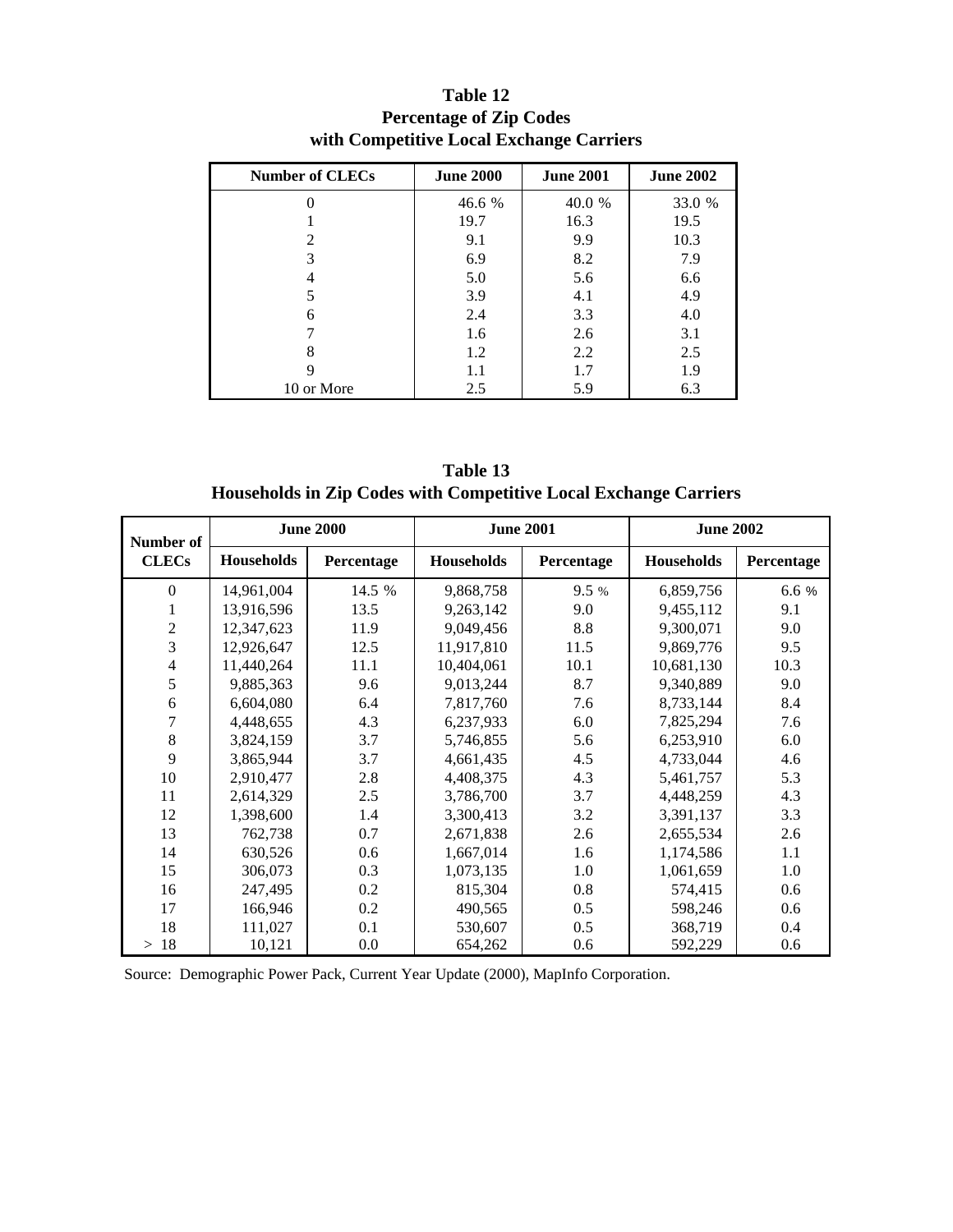**Table 12**
**Percentage of Zip Codes**
**with Competitive Local Exchange Carriers**

| Number of CLECs | June 2000 | June 2001 | June 2002 |
|---|---|---|---|
| 0 | 46.6 % | 40.0 % | 33.0 % |
| 1 | 19.7 | 16.3 | 19.5 |
| 2 | 9.1 | 9.9 | 10.3 |
| 3 | 6.9 | 8.2 | 7.9 |
| 4 | 5.0 | 5.6 | 6.6 |
| 5 | 3.9 | 4.1 | 4.9 |
| 6 | 2.4 | 3.3 | 4.0 |
| 7 | 1.6 | 2.6 | 3.1 |
| 8 | 1.2 | 2.2 | 2.5 |
| 9 | 1.1 | 1.7 | 1.9 |
| 10 or More | 2.5 | 5.9 | 6.3 |

**Table 13**
**Households in Zip Codes with Competitive Local Exchange Carriers**

| Number of CLECs | June 2000 | | June 2001 | | June 2002 | |
|---|---|---|---|---|---|---|
| | Households | Percentage | Households | Percentage | Households | Percentage |
| 0 | 14,961,004 | 14.5 % | 9,868,758 | 9.5 % | 6,859,756 | 6.6 % |
| 1 | 13,916,596 | 13.5 | 9,263,142 | 9.0 | 9,455,112 | 9.1 |
| 2 | 12,347,623 | 11.9 | 9,049,456 | 8.8 | 9,300,071 | 9.0 |
| 3 | 12,926,647 | 12.5 | 11,917,810 | 11.5 | 9,869,776 | 9.5 |
| 4 | 11,440,264 | 11.1 | 10,404,061 | 10.1 | 10,681,130 | 10.3 |
| 5 | 9,885,363 | 9.6 | 9,013,244 | 8.7 | 9,340,889 | 9.0 |
| 6 | 6,604,080 | 6.4 | 7,817,760 | 7.6 | 8,733,144 | 8.4 |
| 7 | 4,448,655 | 4.3 | 6,237,933 | 6.0 | 7,825,294 | 7.6 |
| 8 | 3,824,159 | 3.7 | 5,746,855 | 5.6 | 6,253,910 | 6.0 |
| 9 | 3,865,944 | 3.7 | 4,661,435 | 4.5 | 4,733,044 | 4.6 |
| 10 | 2,910,477 | 2.8 | 4,408,375 | 4.3 | 5,461,757 | 5.3 |
| 11 | 2,614,329 | 2.5 | 3,786,700 | 3.7 | 4,448,259 | 4.3 |
| 12 | 1,398,600 | 1.4 | 3,300,413 | 3.2 | 3,391,137 | 3.3 |
| 13 | 762,738 | 0.7 | 2,671,838 | 2.6 | 2,655,534 | 2.6 |
| 14 | 630,526 | 0.6 | 1,667,014 | 1.6 | 1,174,586 | 1.1 |
| 15 | 306,073 | 0.3 | 1,073,135 | 1.0 | 1,061,659 | 1.0 |
| 16 | 247,495 | 0.2 | 815,304 | 0.8 | 574,415 | 0.6 |
| 17 | 166,946 | 0.2 | 490,565 | 0.5 | 598,246 | 0.6 |
| 18 | 111,027 | 0.1 | 530,607 | 0.5 | 368,719 | 0.4 |
| > 18 | 10,121 | 0.0 | 654,262 | 0.6 | 592,229 | 0.6 |

Source: Demographic Power Pack, Current Year Update (2000), MapInfo Corporation.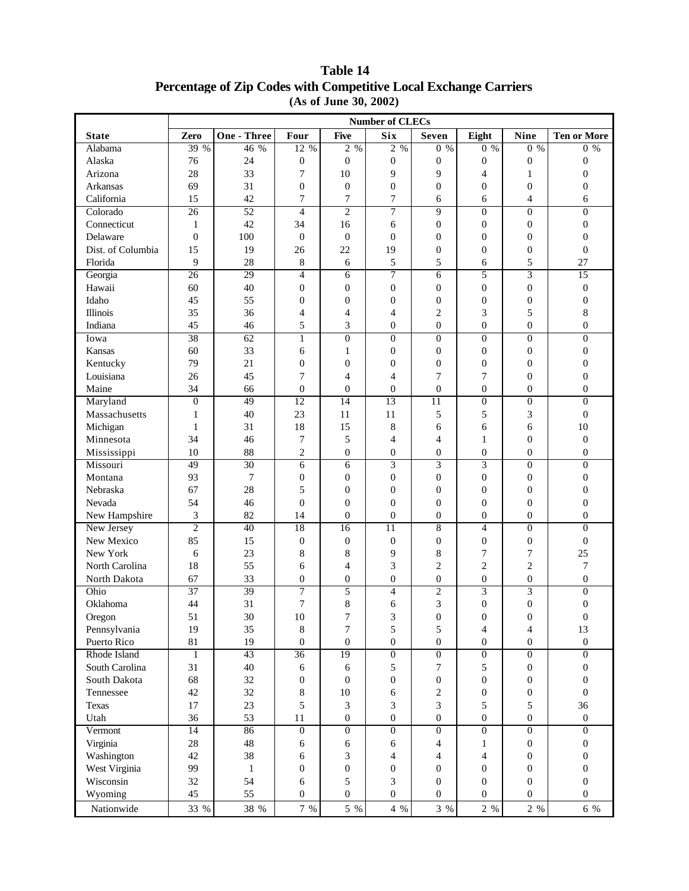# Table 14
## Percentage of Zip Codes with Competitive Local Exchange Carriers
### (As of June 30, 2002)

| | Number of CLECs | | | | | | | | |
|---|---|---|---|---|---|---|---|---|---|
| State | Zero | One - Three | Four | Five | Six | Seven | Eight | Nine | Ten or More |
| Alabama | 39 % | 46 % | 12 % | 2 % | 2 % | 0 % | 0 % | 0 % | 0 % |
| Alaska | 76 | 24 | 0 | 0 | 0 | 0 | 0 | 0 | 0 |
| Arizona | 28 | 33 | 7 | 10 | 9 | 9 | 4 | 1 | 0 |
| Arkansas | 69 | 31 | 0 | 0 | 0 | 0 | 0 | 0 | 0 |
| California | 15 | 42 | 7 | 7 | 7 | 6 | 6 | 4 | 6 |
| Colorado | 26 | 52 | 4 | 2 | 7 | 9 | 0 | 0 | 0 |
| Connecticut | 1 | 42 | 34 | 16 | 6 | 0 | 0 | 0 | 0 |
| Delaware | 0 | 100 | 0 | 0 | 0 | 0 | 0 | 0 | 0 |
| Dist. of Columbia | 15 | 19 | 26 | 22 | 19 | 0 | 0 | 0 | 0 |
| Florida | 9 | 28 | 8 | 6 | 5 | 5 | 6 | 5 | 27 |
| Georgia | 26 | 29 | 4 | 6 | 7 | 6 | 5 | 3 | 15 |
| Hawaii | 60 | 40 | 0 | 0 | 0 | 0 | 0 | 0 | 0 |
| Idaho | 45 | 55 | 0 | 0 | 0 | 0 | 0 | 0 | 0 |
| Illinois | 35 | 36 | 4 | 4 | 4 | 2 | 3 | 5 | 8 |
| Indiana | 45 | 46 | 5 | 3 | 0 | 0 | 0 | 0 | 0 |
| Iowa | 38 | 62 | 1 | 0 | 0 | 0 | 0 | 0 | 0 |
| Kansas | 60 | 33 | 6 | 1 | 0 | 0 | 0 | 0 | 0 |
| Kentucky | 79 | 21 | 0 | 0 | 0 | 0 | 0 | 0 | 0 |
| Louisiana | 26 | 45 | 7 | 4 | 4 | 7 | 7 | 0 | 0 |
| Maine | 34 | 66 | 0 | 0 | 0 | 0 | 0 | 0 | 0 |
| Maryland | 0 | 49 | 12 | 14 | 13 | 11 | 0 | 0 | 0 |
| Massachusetts | 1 | 40 | 23 | 11 | 11 | 5 | 5 | 3 | 0 |
| Michigan | 1 | 31 | 18 | 15 | 8 | 6 | 6 | 6 | 10 |
| Minnesota | 34 | 46 | 7 | 5 | 4 | 4 | 1 | 0 | 0 |
| Mississippi | 10 | 88 | 2 | 0 | 0 | 0 | 0 | 0 | 0 |
| Missouri | 49 | 30 | 6 | 6 | 3 | 3 | 3 | 0 | 0 |
| Montana | 93 | 7 | 0 | 0 | 0 | 0 | 0 | 0 | 0 |
| Nebraska | 67 | 28 | 5 | 0 | 0 | 0 | 0 | 0 | 0 |
| Nevada | 54 | 46 | 0 | 0 | 0 | 0 | 0 | 0 | 0 |
| New Hampshire | 3 | 82 | 14 | 0 | 0 | 0 | 0 | 0 | 0 |
| New Jersey | 2 | 40 | 18 | 16 | 11 | 8 | 4 | 0 | 0 |
| New Mexico | 85 | 15 | 0 | 0 | 0 | 0 | 0 | 0 | 0 |
| New York | 6 | 23 | 8 | 8 | 9 | 8 | 7 | 7 | 25 |
| North Carolina | 18 | 55 | 6 | 4 | 3 | 2 | 2 | 2 | 7 |
| North Dakota | 67 | 33 | 0 | 0 | 0 | 0 | 0 | 0 | 0 |
| Ohio | 37 | 39 | 7 | 5 | 4 | 2 | 3 | 3 | 0 |
| Oklahoma | 44 | 31 | 7 | 8 | 6 | 3 | 0 | 0 | 0 |
| Oregon | 51 | 30 | 10 | 7 | 3 | 0 | 0 | 0 | 0 |
| Pennsylvania | 19 | 35 | 8 | 7 | 5 | 5 | 4 | 4 | 13 |
| Puerto Rico | 81 | 19 | 0 | 0 | 0 | 0 | 0 | 0 | 0 |
| Rhode Island | 1 | 43 | 36 | 19 | 0 | 0 | 0 | 0 | 0 |
| South Carolina | 31 | 40 | 6 | 6 | 5 | 7 | 5 | 0 | 0 |
| South Dakota | 68 | 32 | 0 | 0 | 0 | 0 | 0 | 0 | 0 |
| Tennessee | 42 | 32 | 8 | 10 | 6 | 2 | 0 | 0 | 0 |
| Texas | 17 | 23 | 5 | 3 | 3 | 3 | 5 | 5 | 36 |
| Utah | 36 | 53 | 11 | 0 | 0 | 0 | 0 | 0 | 0 |
| Vermont | 14 | 86 | 0 | 0 | 0 | 0 | 0 | 0 | 0 |
| Virginia | 28 | 48 | 6 | 6 | 6 | 4 | 1 | 0 | 0 |
| Washington | 42 | 38 | 6 | 3 | 4 | 4 | 4 | 0 | 0 |
| West Virginia | 99 | 1 | 0 | 0 | 0 | 0 | 0 | 0 | 0 |
| Wisconsin | 32 | 54 | 6 | 5 | 3 | 0 | 0 | 0 | 0 |
| Wyoming | 45 | 55 | 0 | 0 | 0 | 0 | 0 | 0 | 0 |
| Nationwide | 33 % | 38 % | 7 % | 5 % | 4 % | 3 % | 2 % | 2 % | 6 % |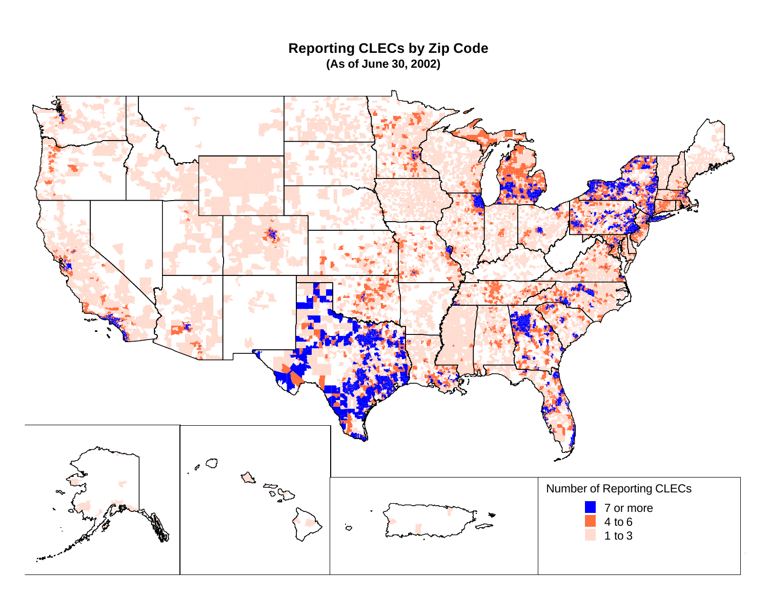# Reporting CLECs by Zip Code

**(As of June 30, 2002)**

Number of Reporting CLECs

- 7 or more
- 4 to 6
- 1 to 3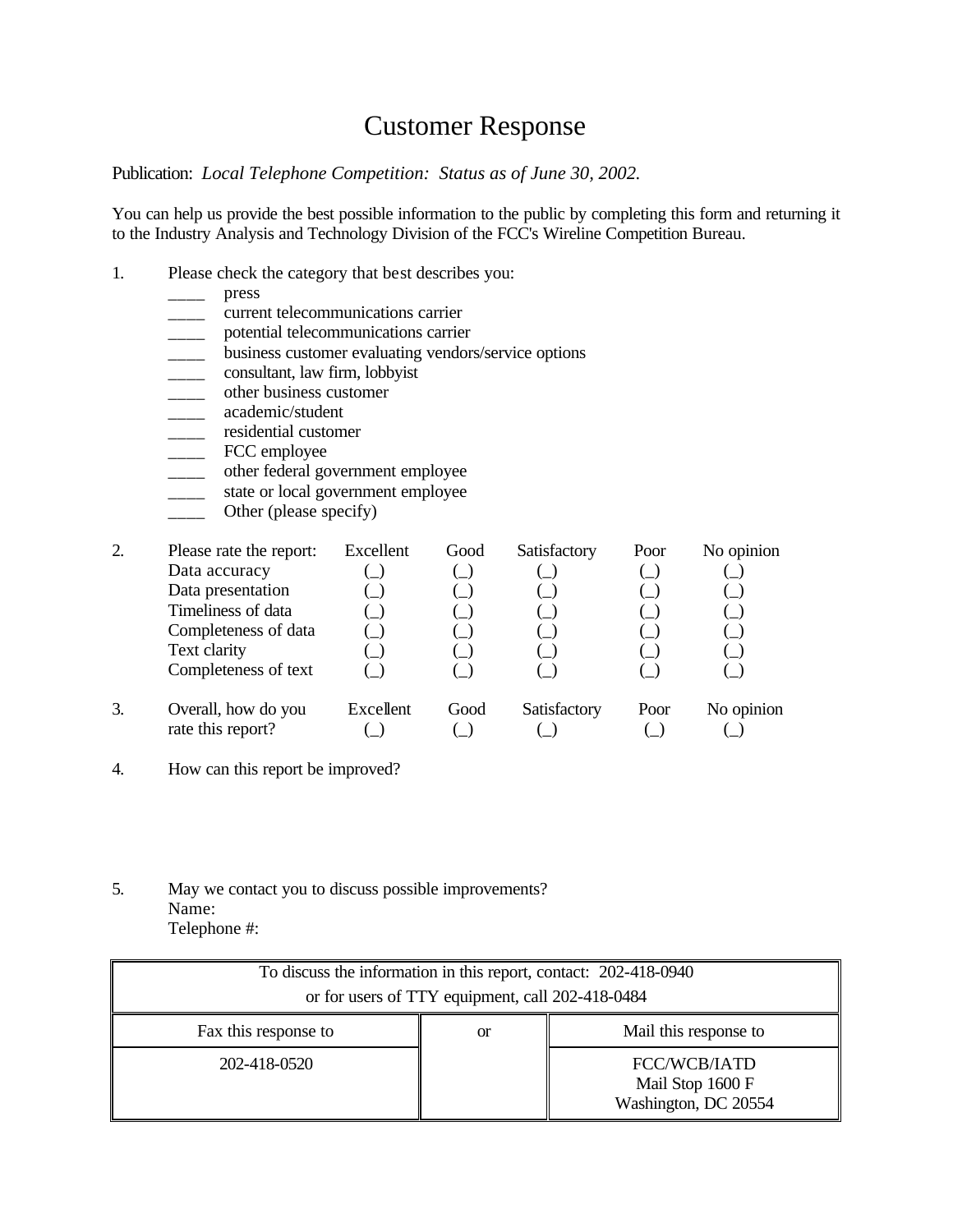# Customer Response

Publication: *Local Telephone Competition: Status as of June 30, 2002.*

You can help us provide the best possible information to the public by completing this form and returning it to the Industry Analysis and Technology Division of the FCC's Wireline Competition Bureau.

1. Please check the category that best describes you:
   - ____ press
   - ____ current telecommunications carrier
   - ____ potential telecommunications carrier
   - ____ business customer evaluating vendors/service options
   - ____ consultant, law firm, lobbyist
   - ____ other business customer
   - ____ academic/student
   - ____ residential customer
   - ____ FCC employee
   - ____ other federal government employee
   - ____ state or local government employee
   - ____ Other (please specify)

2.

| Please rate the report: | Excellent | Good | Satisfactory | Poor | No opinion |
|---|---|---|---|---|---|
| Data accuracy | (_) | (_) | (_) | (_) | (_) |
| Data presentation | (_) | (_) | (_) | (_) | (_) |
| Timeliness of data | (_) | (_) | (_) | (_) | (_) |
| Completeness of data | (_) | (_) | (_) | (_) | (_) |
| Text clarity | (_) | (_) | (_) | (_) | (_) |
| Completeness of text | (_) | (_) | (_) | (_) | (_) |

3.

| Overall, how do you rate this report? | Excellent | Good | Satisfactory | Poor | No opinion |
|---|---|---|---|---|---|
| | (_) | (_) | (_) | (_) | (_) |

4. How can this report be improved?

5. May we contact you to discuss possible improvements?
   Name:
   Telephone #:

| To discuss the information in this report, contact: 202-418-0940 or for users of TTY equipment, call 202-418-0484 | | |
|---|---|---|
| Fax this response to | or | Mail this response to |
| 202-418-0520 | | FCC/WCB/IATD<br>Mail Stop 1600 F<br>Washington, DC 20554 |